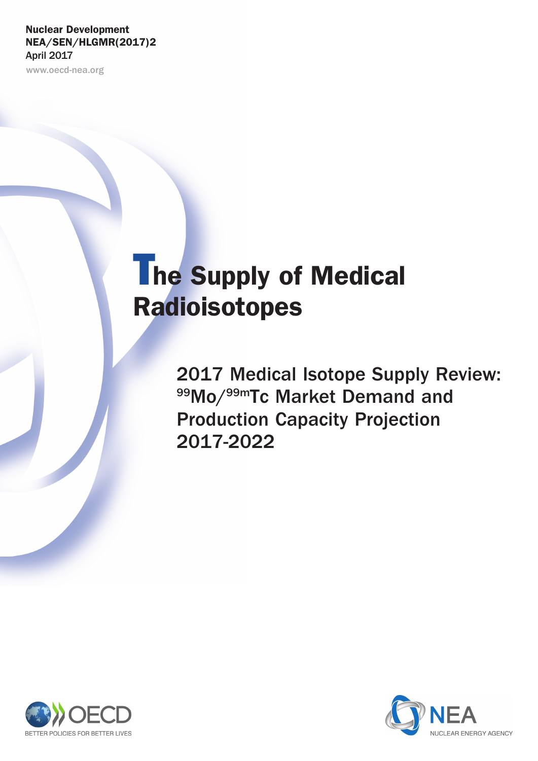Nuclear Development
NEA/SEN/HLGMR(2017)2
April 2017

www.oecd-nea.org

# The Supply of Medical Radioisotopes

## 2017 Medical Isotope Supply Review: $^{99}$Mo/$^{99m}$Tc Market Demand and Production Capacity Projection 2017-2022

OECD
BETTER POLICIES FOR BETTER LIVES

NEA
NUCLEAR ENERGY AGENCY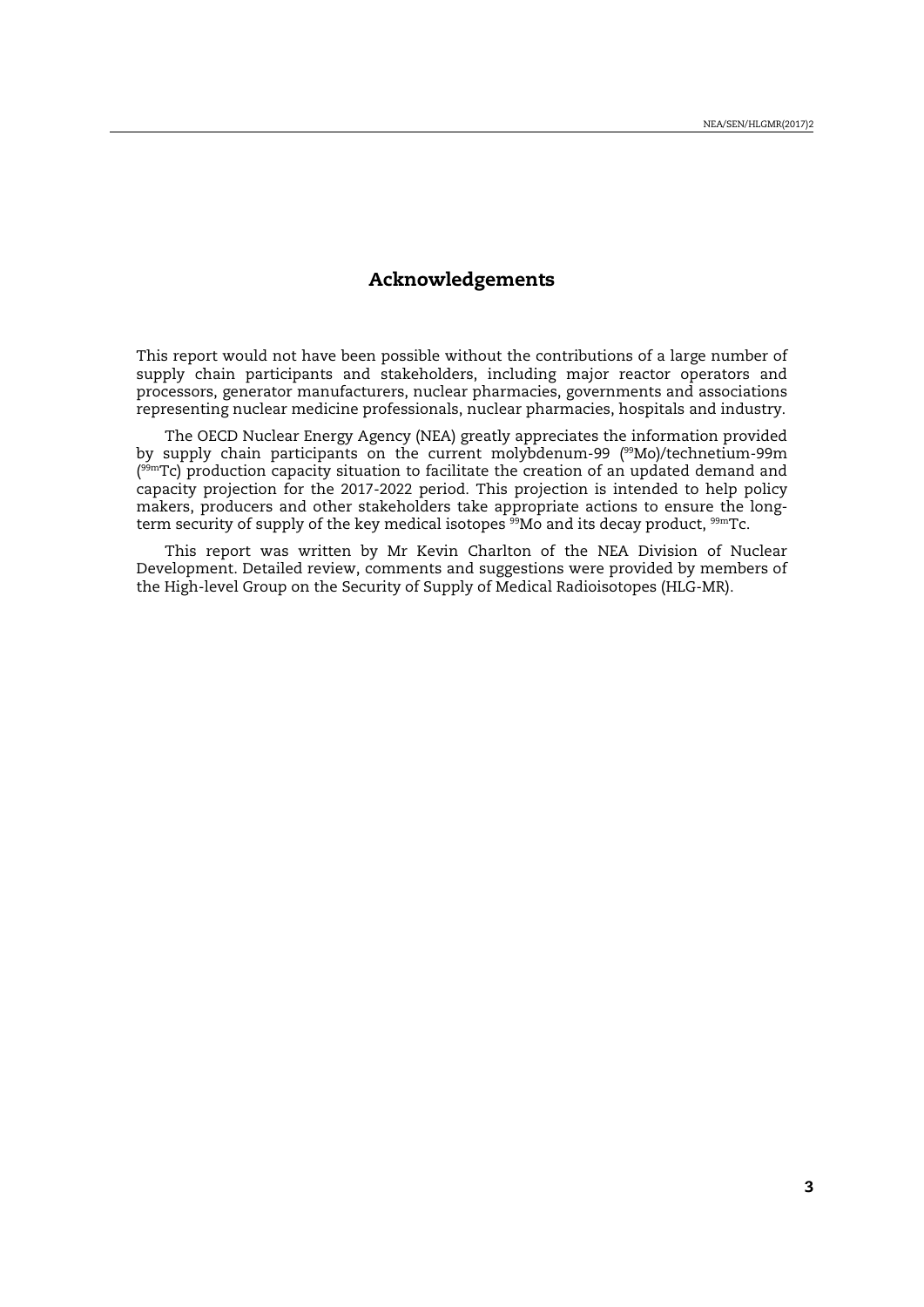# Acknowledgements

This report would not have been possible without the contributions of a large number of supply chain participants and stakeholders, including major reactor operators and processors, generator manufacturers, nuclear pharmacies, governments and associations representing nuclear medicine professionals, nuclear pharmacies, hospitals and industry.

The OECD Nuclear Energy Agency (NEA) greatly appreciates the information provided by supply chain participants on the current molybdenum-99 ($^{99}$Mo)/technetium-99m ($^{99m}$Tc) production capacity situation to facilitate the creation of an updated demand and capacity projection for the 2017-2022 period. This projection is intended to help policy makers, producers and other stakeholders take appropriate actions to ensure the long-term security of supply of the key medical isotopes $^{99}$Mo and its decay product, $^{99m}$Tc.

This report was written by Mr Kevin Charlton of the NEA Division of Nuclear Development. Detailed review, comments and suggestions were provided by members of the High-level Group on the Security of Supply of Medical Radioisotopes (HLG-MR).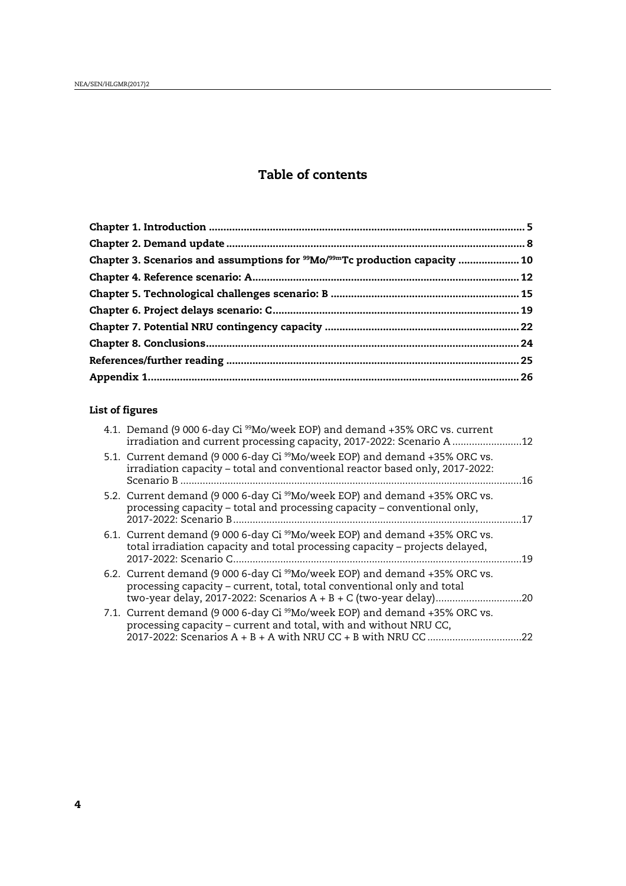# Table of contents

| | |
|---|---|
| **Chapter 1. Introduction** | **5** |
| **Chapter 2. Demand update** | **8** |
| **Chapter 3. Scenarios and assumptions for $^{99}Mo/^{99m}Tc$ production capacity** | **10** |
| **Chapter 4. Reference scenario: A** | **12** |
| **Chapter 5. Technological challenges scenario: B** | **15** |
| **Chapter 6. Project delays scenario: C** | **19** |
| **Chapter 7. Potential NRU contingency capacity** | **22** |
| **Chapter 8. Conclusions** | **24** |
| **References/further reading** | **25** |
| **Appendix 1** | **26** |

### List of figures

4.1. Demand (9 000 6-day Ci $^{99}Mo$/week EOP) and demand +35% ORC vs. current irradiation and current processing capacity, 2017-2022: Scenario A ......... 12

5.1. Current demand (9 000 6-day Ci $^{99}Mo$/week EOP) and demand +35% ORC vs. irradiation capacity – total and conventional reactor based only, 2017-2022: Scenario B ......... 16

5.2. Current demand (9 000 6-day Ci $^{99}Mo$/week EOP) and demand +35% ORC vs. processing capacity – total and processing capacity – conventional only, 2017-2022: Scenario B ......... 17

6.1. Current demand (9 000 6-day Ci $^{99}Mo$/week EOP) and demand +35% ORC vs. total irradiation capacity and total processing capacity – projects delayed, 2017-2022: Scenario C ......... 19

6.2. Current demand (9 000 6-day Ci $^{99}Mo$/week EOP) and demand +35% ORC vs. processing capacity – current, total, total conventional only and total two-year delay, 2017-2022: Scenarios A + B + C (two-year delay) ......... 20

7.1. Current demand (9 000 6-day Ci $^{99}Mo$/week EOP) and demand +35% ORC vs. processing capacity – current and total, with and without NRU CC, 2017-2022: Scenarios A + B + A with NRU CC + B with NRU CC ......... 22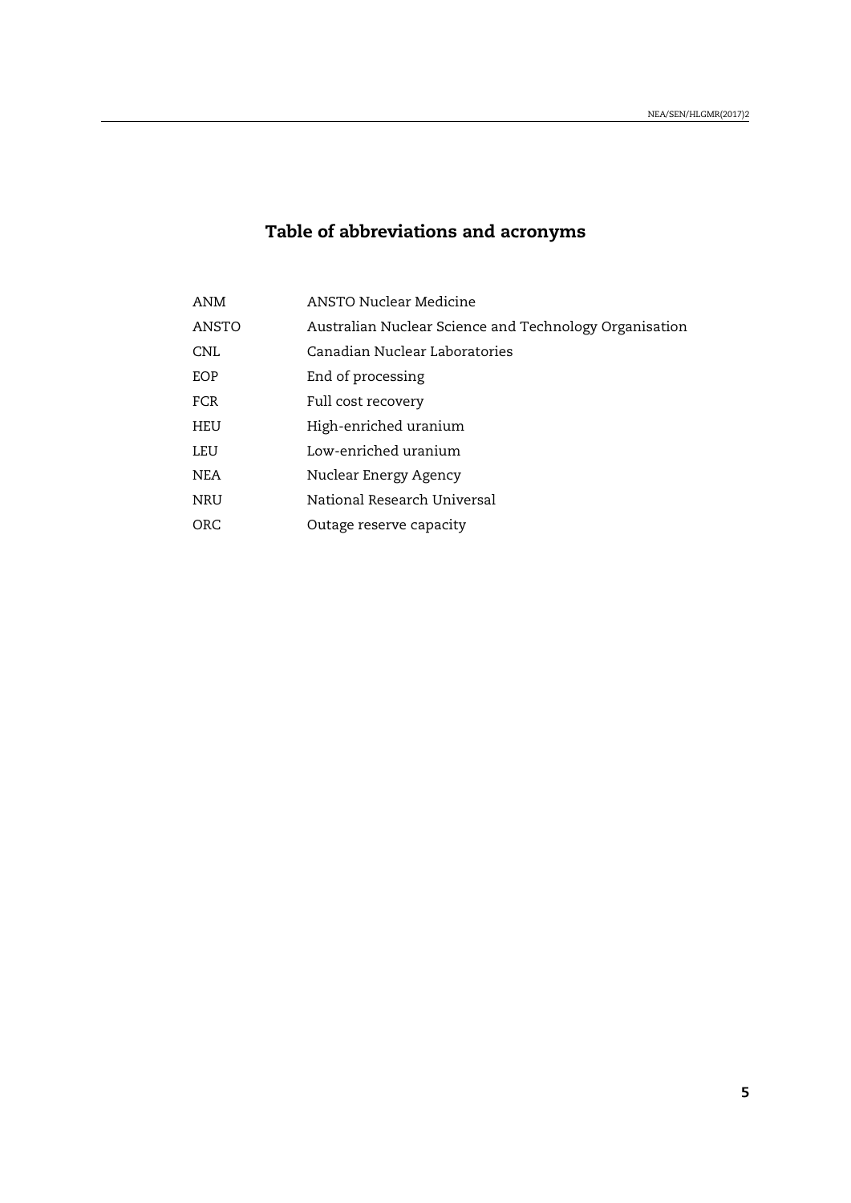# Table of abbreviations and acronyms

| | |
|---|---|
| ANM | ANSTO Nuclear Medicine |
| ANSTO | Australian Nuclear Science and Technology Organisation |
| CNL | Canadian Nuclear Laboratories |
| EOP | End of processing |
| FCR | Full cost recovery |
| HEU | High-enriched uranium |
| LEU | Low-enriched uranium |
| NEA | Nuclear Energy Agency |
| NRU | National Research Universal |
| ORC | Outage reserve capacity |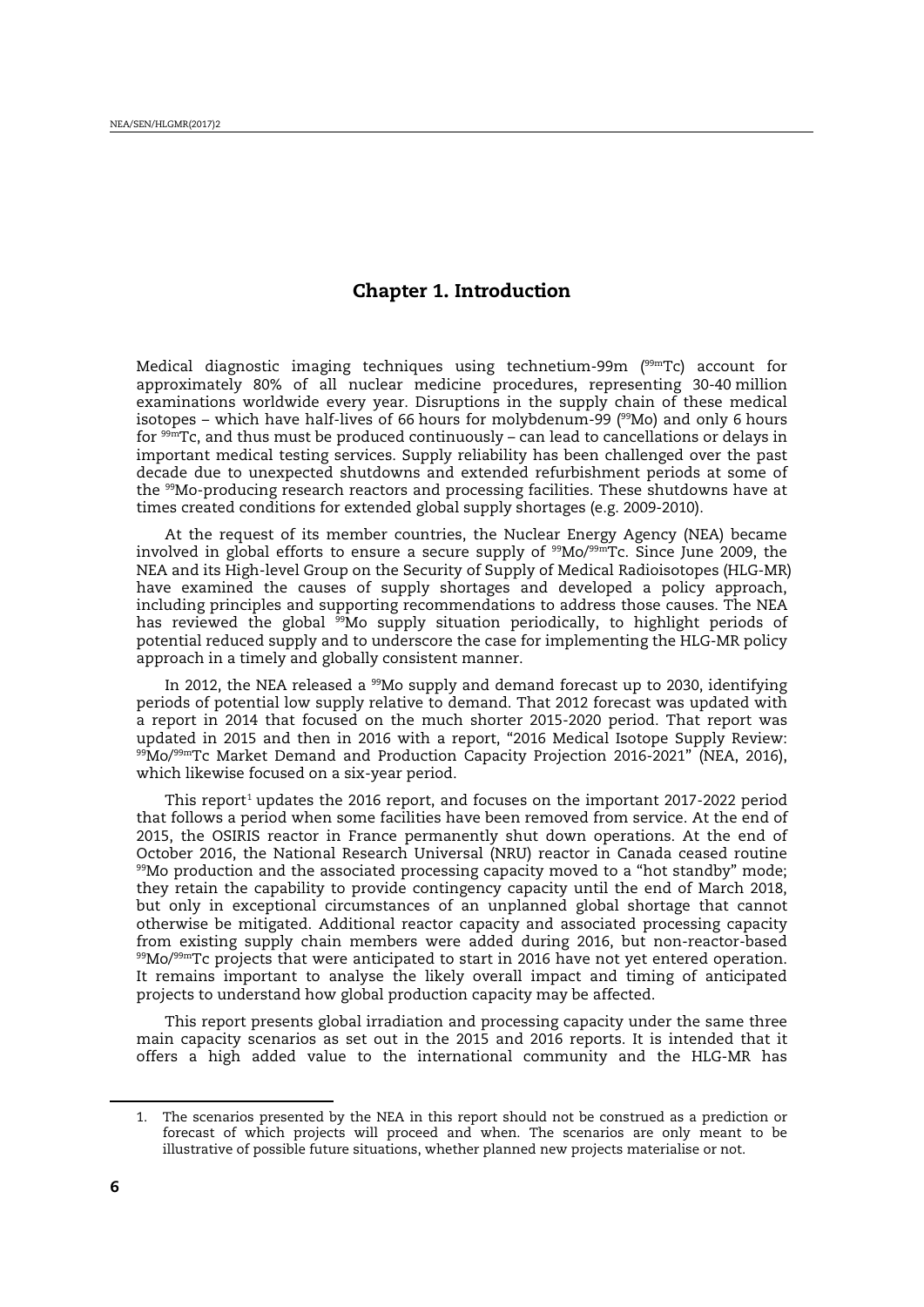# Chapter 1. Introduction

Medical diagnostic imaging techniques using technetium-99m ($^{99m}$Tc) account for approximately 80% of all nuclear medicine procedures, representing 30-40 million examinations worldwide every year. Disruptions in the supply chain of these medical isotopes – which have half-lives of 66 hours for molybdenum-99 ($^{99}$Mo) and only 6 hours for $^{99m}$Tc, and thus must be produced continuously – can lead to cancellations or delays in important medical testing services. Supply reliability has been challenged over the past decade due to unexpected shutdowns and extended refurbishment periods at some of the $^{99}$Mo-producing research reactors and processing facilities. These shutdowns have at times created conditions for extended global supply shortages (e.g. 2009-2010).

At the request of its member countries, the Nuclear Energy Agency (NEA) became involved in global efforts to ensure a secure supply of $^{99}$Mo/$^{99m}$Tc. Since June 2009, the NEA and its High-level Group on the Security of Supply of Medical Radioisotopes (HLG-MR) have examined the causes of supply shortages and developed a policy approach, including principles and supporting recommendations to address those causes. The NEA has reviewed the global $^{99}$Mo supply situation periodically, to highlight periods of potential reduced supply and to underscore the case for implementing the HLG-MR policy approach in a timely and globally consistent manner.

In 2012, the NEA released a $^{99}$Mo supply and demand forecast up to 2030, identifying periods of potential low supply relative to demand. That 2012 forecast was updated with a report in 2014 that focused on the much shorter 2015-2020 period. That report was updated in 2015 and then in 2016 with a report, "2016 Medical Isotope Supply Review: $^{99}$Mo/$^{99m}$Tc Market Demand and Production Capacity Projection 2016-2021" (NEA, 2016), which likewise focused on a six-year period.

This report[1] updates the 2016 report, and focuses on the important 2017-2022 period that follows a period when some facilities have been removed from service. At the end of 2015, the OSIRIS reactor in France permanently shut down operations. At the end of October 2016, the National Research Universal (NRU) reactor in Canada ceased routine $^{99}$Mo production and the associated processing capacity moved to a "hot standby" mode; they retain the capability to provide contingency capacity until the end of March 2018, but only in exceptional circumstances of an unplanned global shortage that cannot otherwise be mitigated. Additional reactor capacity and associated processing capacity from existing supply chain members were added during 2016, but non-reactor-based $^{99}$Mo/$^{99m}$Tc projects that were anticipated to start in 2016 have not yet entered operation. It remains important to analyse the likely overall impact and timing of anticipated projects to understand how global production capacity may be affected.

This report presents global irradiation and processing capacity under the same three main capacity scenarios as set out in the 2015 and 2016 reports. It is intended that it offers a high added value to the international community and the HLG-MR has

1. The scenarios presented by the NEA in this report should not be construed as a prediction or forecast of which projects will proceed and when. The scenarios are only meant to be illustrative of possible future situations, whether planned new projects materialise or not.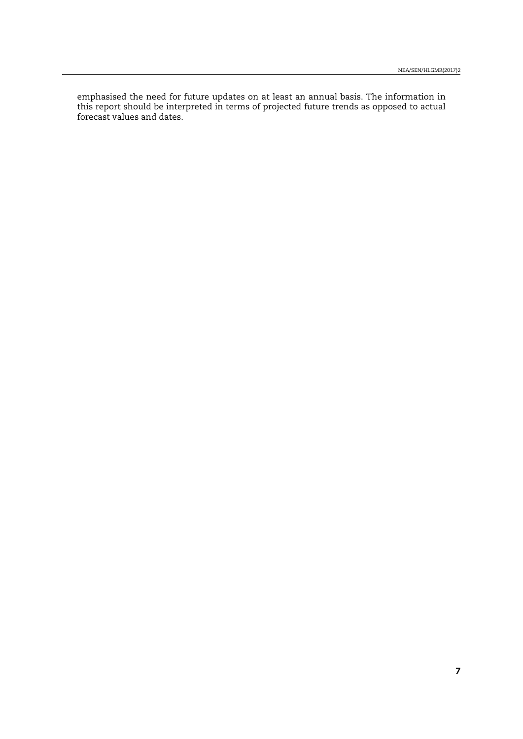emphasised the need for future updates on at least an annual basis. The information in this report should be interpreted in terms of projected future trends as opposed to actual forecast values and dates.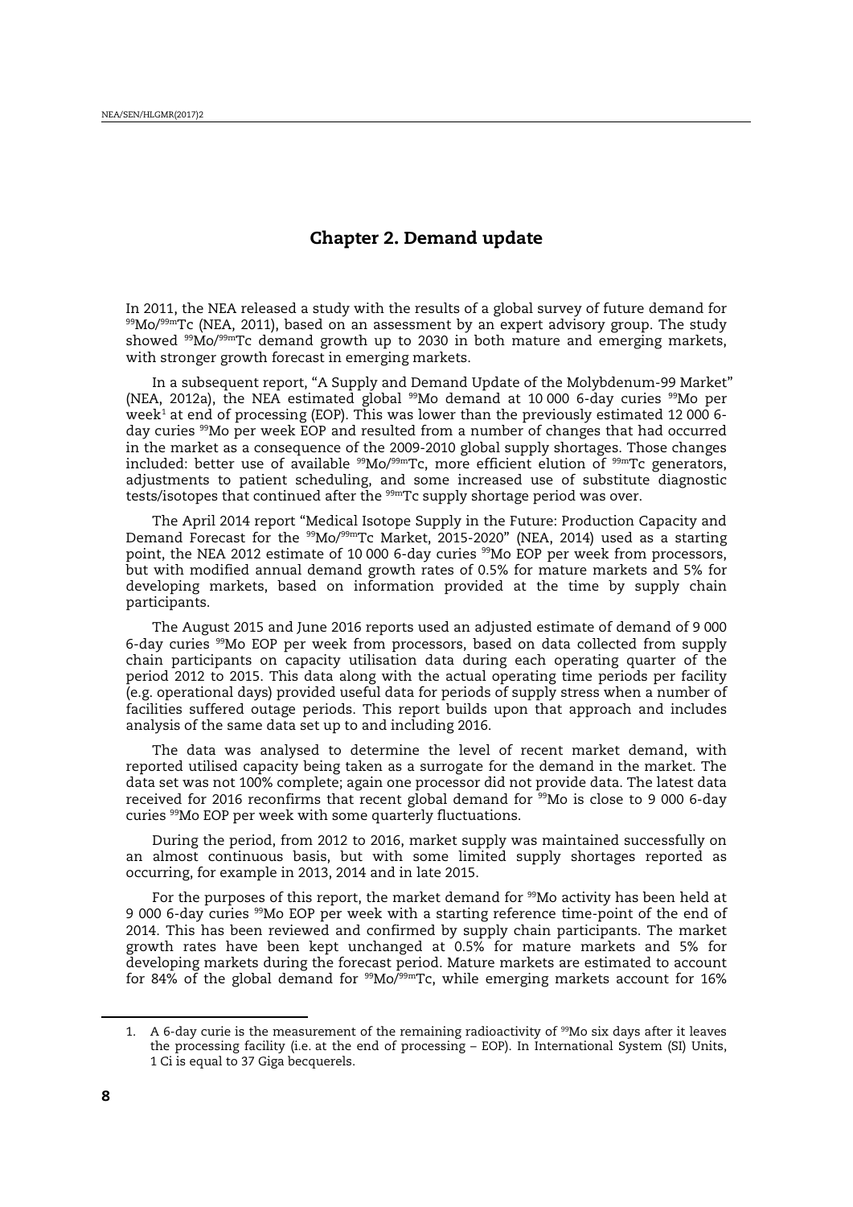# Chapter 2. Demand update

In 2011, the NEA released a study with the results of a global survey of future demand for $^{99}$Mo/$^{99m}$Tc (NEA, 2011), based on an assessment by an expert advisory group. The study showed $^{99}$Mo/$^{99m}$Tc demand growth up to 2030 in both mature and emerging markets, with stronger growth forecast in emerging markets.

In a subsequent report, "A Supply and Demand Update of the Molybdenum-99 Market" (NEA, 2012a), the NEA estimated global $^{99}$Mo demand at 10 000 6-day curies $^{99}$Mo per week[1] at end of processing (EOP). This was lower than the previously estimated 12 000 6-day curies $^{99}$Mo per week EOP and resulted from a number of changes that had occurred in the market as a consequence of the 2009-2010 global supply shortages. Those changes included: better use of available $^{99}$Mo/$^{99m}$Tc, more efficient elution of $^{99m}$Tc generators, adjustments to patient scheduling, and some increased use of substitute diagnostic tests/isotopes that continued after the $^{99m}$Tc supply shortage period was over.

The April 2014 report "Medical Isotope Supply in the Future: Production Capacity and Demand Forecast for the $^{99}$Mo/$^{99m}$Tc Market, 2015-2020" (NEA, 2014) used as a starting point, the NEA 2012 estimate of 10 000 6-day curies $^{99}$Mo EOP per week from processors, but with modified annual demand growth rates of 0.5% for mature markets and 5% for developing markets, based on information provided at the time by supply chain participants.

The August 2015 and June 2016 reports used an adjusted estimate of demand of 9 000 6-day curies $^{99}$Mo EOP per week from processors, based on data collected from supply chain participants on capacity utilisation data during each operating quarter of the period 2012 to 2015. This data along with the actual operating time periods per facility (e.g. operational days) provided useful data for periods of supply stress when a number of facilities suffered outage periods. This report builds upon that approach and includes analysis of the same data set up to and including 2016.

The data was analysed to determine the level of recent market demand, with reported utilised capacity being taken as a surrogate for the demand in the market. The data set was not 100% complete; again one processor did not provide data. The latest data received for 2016 reconfirms that recent global demand for $^{99}$Mo is close to 9 000 6-day curies $^{99}$Mo EOP per week with some quarterly fluctuations.

During the period, from 2012 to 2016, market supply was maintained successfully on an almost continuous basis, but with some limited supply shortages reported as occurring, for example in 2013, 2014 and in late 2015.

For the purposes of this report, the market demand for $^{99}$Mo activity has been held at 9 000 6-day curies $^{99}$Mo EOP per week with a starting reference time-point of the end of 2014. This has been reviewed and confirmed by supply chain participants. The market growth rates have been kept unchanged at 0.5% for mature markets and 5% for developing markets during the forecast period. Mature markets are estimated to account for 84% of the global demand for $^{99}$Mo/$^{99m}$Tc, while emerging markets account for 16%

---

1. A 6-day curie is the measurement of the remaining radioactivity of $^{99}$Mo six days after it leaves the processing facility (i.e. at the end of processing – EOP). In International System (SI) Units, 1 Ci is equal to 37 Giga becquerels.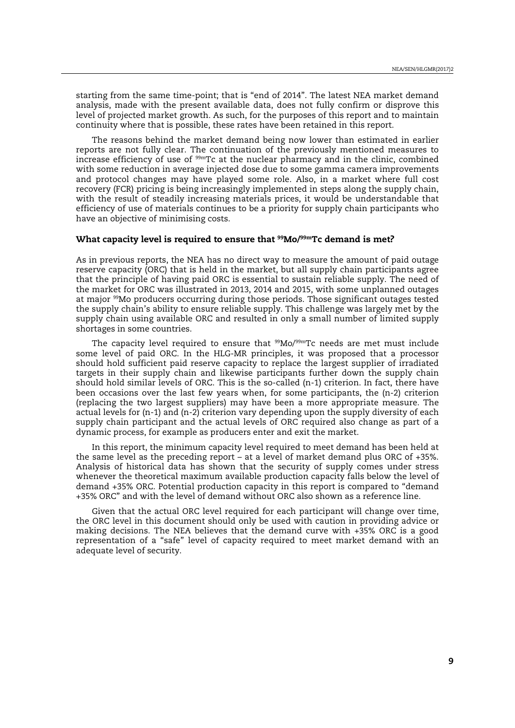starting from the same time-point; that is "end of 2014". The latest NEA market demand analysis, made with the present available data, does not fully confirm or disprove this level of projected market growth. As such, for the purposes of this report and to maintain continuity where that is possible, these rates have been retained in this report.

The reasons behind the market demand being now lower than estimated in earlier reports are not fully clear. The continuation of the previously mentioned measures to increase efficiency of use of $^{99m}$Tc at the nuclear pharmacy and in the clinic, combined with some reduction in average injected dose due to some gamma camera improvements and protocol changes may have played some role. Also, in a market where full cost recovery (FCR) pricing is being increasingly implemented in steps along the supply chain, with the result of steadily increasing materials prices, it would be understandable that efficiency of use of materials continues to be a priority for supply chain participants who have an objective of minimising costs.

### What capacity level is required to ensure that $^{99}$Mo/$^{99m}$Tc demand is met?

As in previous reports, the NEA has no direct way to measure the amount of paid outage reserve capacity (ORC) that is held in the market, but all supply chain participants agree that the principle of having paid ORC is essential to sustain reliable supply. The need of the market for ORC was illustrated in 2013, 2014 and 2015, with some unplanned outages at major $^{99}$Mo producers occurring during those periods. Those significant outages tested the supply chain's ability to ensure reliable supply. This challenge was largely met by the supply chain using available ORC and resulted in only a small number of limited supply shortages in some countries.

The capacity level required to ensure that $^{99}$Mo/$^{99m}$Tc needs are met must include some level of paid ORC. In the HLG-MR principles, it was proposed that a processor should hold sufficient paid reserve capacity to replace the largest supplier of irradiated targets in their supply chain and likewise participants further down the supply chain should hold similar levels of ORC. This is the so-called (n-1) criterion. In fact, there have been occasions over the last few years when, for some participants, the (n-2) criterion (replacing the two largest suppliers) may have been a more appropriate measure. The actual levels for (n-1) and (n-2) criterion vary depending upon the supply diversity of each supply chain participant and the actual levels of ORC required also change as part of a dynamic process, for example as producers enter and exit the market.

In this report, the minimum capacity level required to meet demand has been held at the same level as the preceding report – at a level of market demand plus ORC of +35%. Analysis of historical data has shown that the security of supply comes under stress whenever the theoretical maximum available production capacity falls below the level of demand +35% ORC. Potential production capacity in this report is compared to "demand +35% ORC" and with the level of demand without ORC also shown as a reference line.

Given that the actual ORC level required for each participant will change over time, the ORC level in this document should only be used with caution in providing advice or making decisions. The NEA believes that the demand curve with +35% ORC is a good representation of a "safe" level of capacity required to meet market demand with an adequate level of security.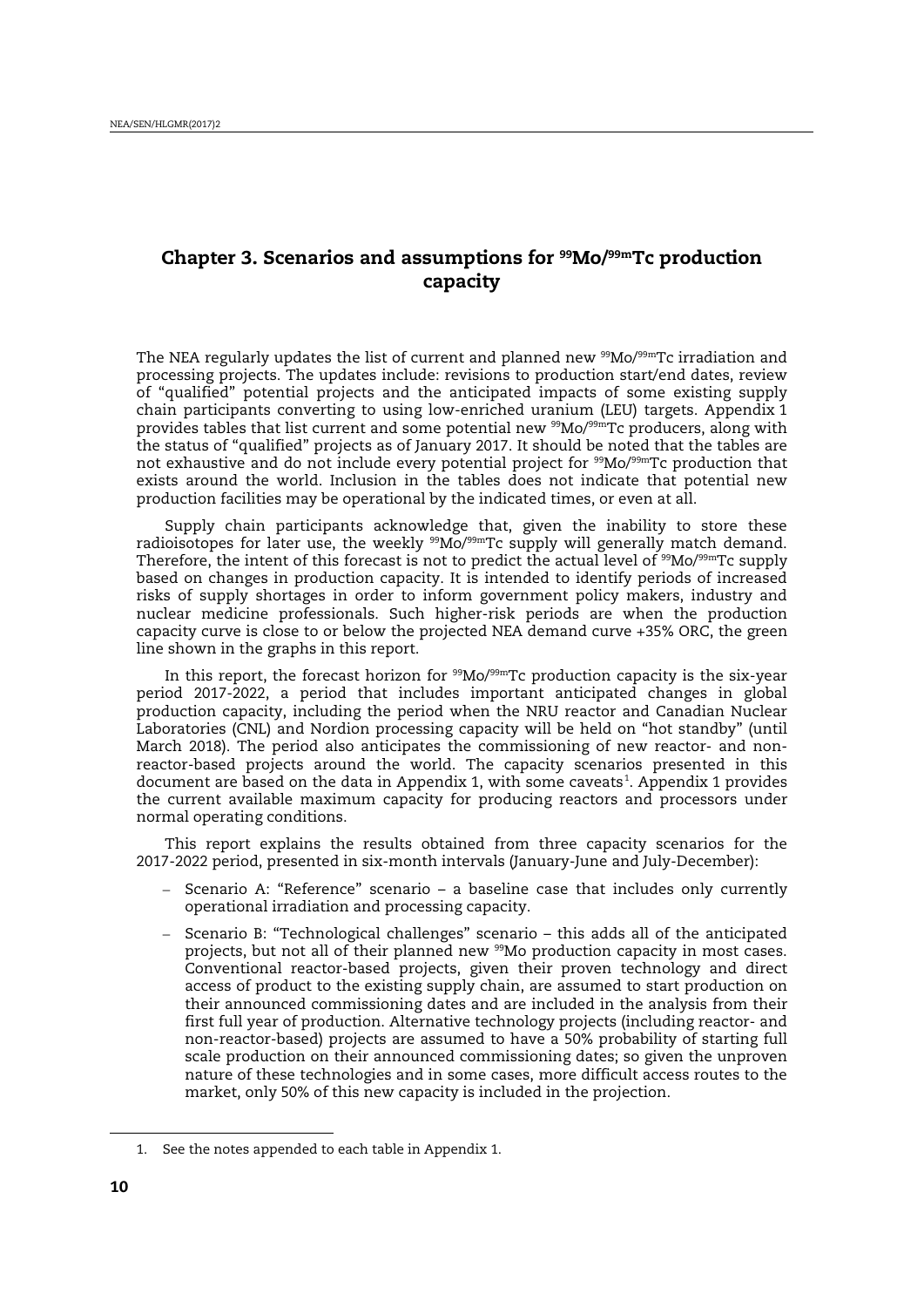## Chapter 3. Scenarios and assumptions for $^{99}$Mo/$^{99m}$Tc production capacity

The NEA regularly updates the list of current and planned new $^{99}$Mo/$^{99m}$Tc irradiation and processing projects. The updates include: revisions to production start/end dates, review of "qualified" potential projects and the anticipated impacts of some existing supply chain participants converting to using low-enriched uranium (LEU) targets. Appendix 1 provides tables that list current and some potential new $^{99}$Mo/$^{99m}$Tc producers, along with the status of "qualified" projects as of January 2017. It should be noted that the tables are not exhaustive and do not include every potential project for $^{99}$Mo/$^{99m}$Tc production that exists around the world. Inclusion in the tables does not indicate that potential new production facilities may be operational by the indicated times, or even at all.

Supply chain participants acknowledge that, given the inability to store these radioisotopes for later use, the weekly $^{99}$Mo/$^{99m}$Tc supply will generally match demand. Therefore, the intent of this forecast is not to predict the actual level of $^{99}$Mo/$^{99m}$Tc supply based on changes in production capacity. It is intended to identify periods of increased risks of supply shortages in order to inform government policy makers, industry and nuclear medicine professionals. Such higher-risk periods are when the production capacity curve is close to or below the projected NEA demand curve +35% ORC, the green line shown in the graphs in this report.

In this report, the forecast horizon for $^{99}$Mo/$^{99m}$Tc production capacity is the six-year period 2017-2022, a period that includes important anticipated changes in global production capacity, including the period when the NRU reactor and Canadian Nuclear Laboratories (CNL) and Nordion processing capacity will be held on "hot standby" (until March 2018). The period also anticipates the commissioning of new reactor- and non-reactor-based projects around the world. The capacity scenarios presented in this document are based on the data in Appendix 1, with some caveats[1]. Appendix 1 provides the current available maximum capacity for producing reactors and processors under normal operating conditions.

This report explains the results obtained from three capacity scenarios for the 2017-2022 period, presented in six-month intervals (January-June and July-December):

- Scenario A: "Reference" scenario – a baseline case that includes only currently operational irradiation and processing capacity.
- Scenario B: "Technological challenges" scenario – this adds all of the anticipated projects, but not all of their planned new $^{99}$Mo production capacity in most cases. Conventional reactor-based projects, given their proven technology and direct access of product to the existing supply chain, are assumed to start production on their announced commissioning dates and are included in the analysis from their first full year of production. Alternative technology projects (including reactor- and non-reactor-based) projects are assumed to have a 50% probability of starting full scale production on their announced commissioning dates; so given the unproven nature of these technologies and in some cases, more difficult access routes to the market, only 50% of this new capacity is included in the projection.

1. See the notes appended to each table in Appendix 1.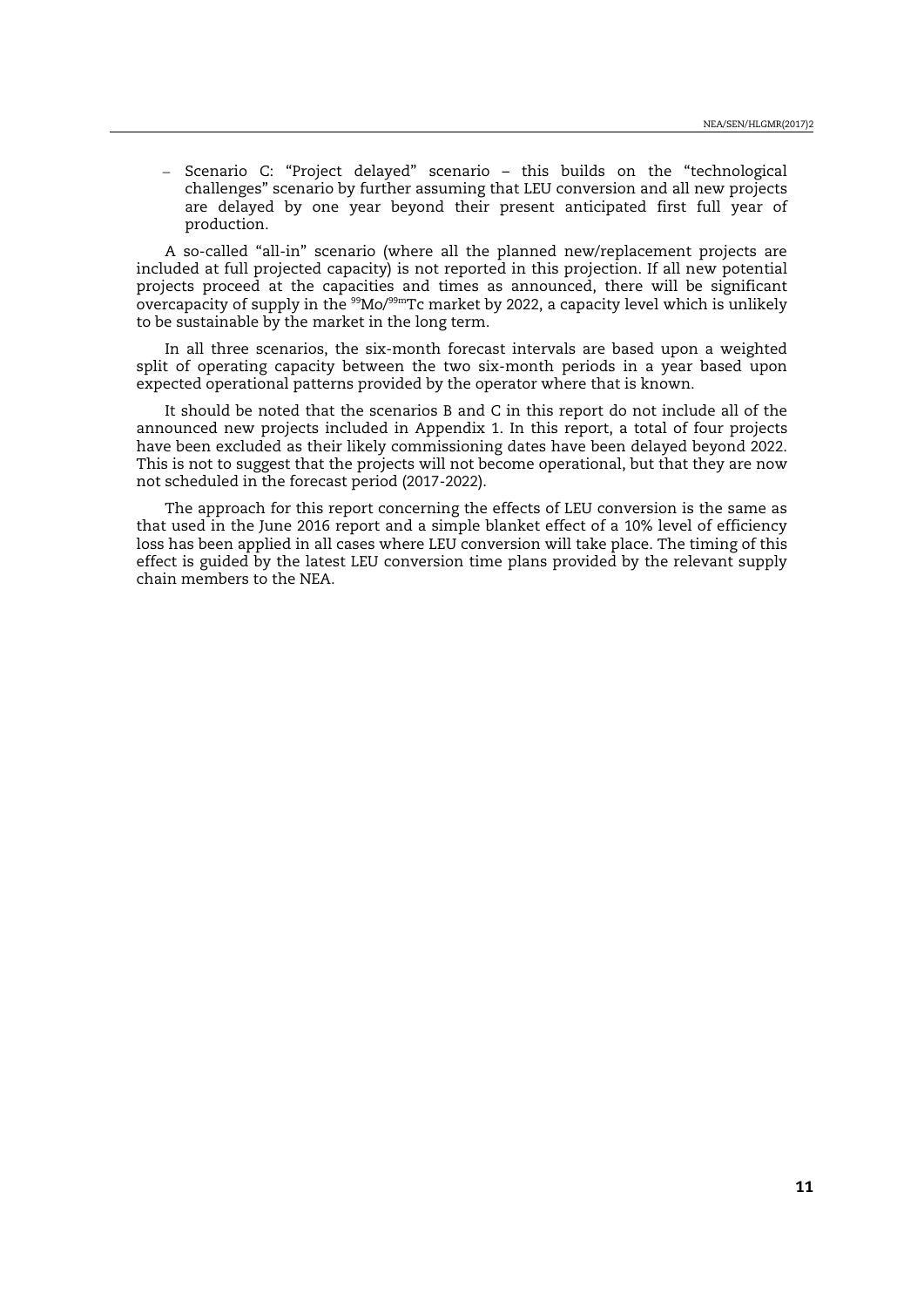- Scenario C: "Project delayed" scenario – this builds on the "technological challenges" scenario by further assuming that LEU conversion and all new projects are delayed by one year beyond their present anticipated first full year of production.

A so-called "all-in" scenario (where all the planned new/replacement projects are included at full projected capacity) is not reported in this projection. If all new potential projects proceed at the capacities and times as announced, there will be significant overcapacity of supply in the $^{99}$Mo/$^{99m}$Tc market by 2022, a capacity level which is unlikely to be sustainable by the market in the long term.

In all three scenarios, the six-month forecast intervals are based upon a weighted split of operating capacity between the two six-month periods in a year based upon expected operational patterns provided by the operator where that is known.

It should be noted that the scenarios B and C in this report do not include all of the announced new projects included in Appendix 1. In this report, a total of four projects have been excluded as their likely commissioning dates have been delayed beyond 2022. This is not to suggest that the projects will not become operational, but that they are now not scheduled in the forecast period (2017-2022).

The approach for this report concerning the effects of LEU conversion is the same as that used in the June 2016 report and a simple blanket effect of a 10% level of efficiency loss has been applied in all cases where LEU conversion will take place. The timing of this effect is guided by the latest LEU conversion time plans provided by the relevant supply chain members to the NEA.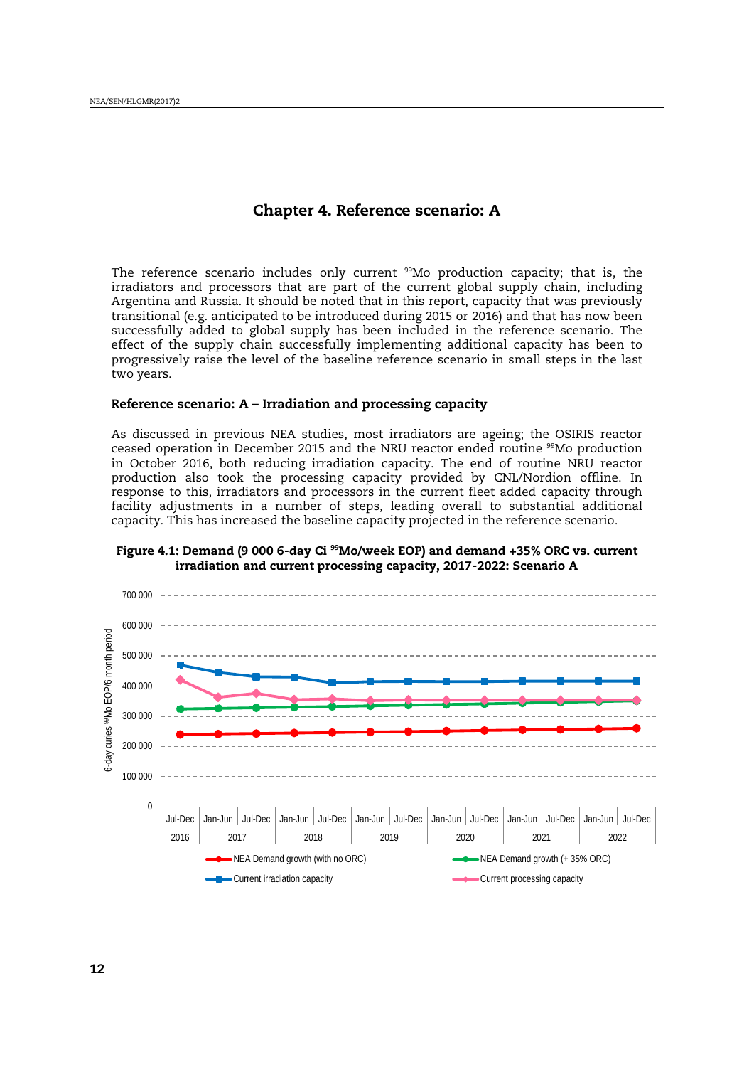# Chapter 4. Reference scenario: A

The reference scenario includes only current $^{99}$Mo production capacity; that is, the irradiators and processors that are part of the current global supply chain, including Argentina and Russia. It should be noted that in this report, capacity that was previously transitional (e.g. anticipated to be introduced during 2015 or 2016) and that has now been successfully added to global supply has been included in the reference scenario. The effect of the supply chain successfully implementing additional capacity has been to progressively raise the level of the baseline reference scenario in small steps in the last two years.

### Reference scenario: A – Irradiation and processing capacity

As discussed in previous NEA studies, most irradiators are ageing; the OSIRIS reactor ceased operation in December 2015 and the NRU reactor ended routine $^{99}$Mo production in October 2016, both reducing irradiation capacity. The end of routine NRU reactor production also took the processing capacity provided by CNL/Nordion offline. In response to this, irradiators and processors in the current fleet added capacity through facility adjustments in a number of steps, leading overall to substantial additional capacity. This has increased the baseline capacity projected in the reference scenario.

**Figure 4.1: Demand (9 000 6-day Ci $^{99}$Mo/week EOP) and demand +35% ORC vs. current irradiation and current processing capacity, 2017-2022: Scenario A**

Y-axis: 6-day curies $^{99}$Mo EOP/6 month period (0 to 700 000)

X-axis: Jul-Dec 2016; Jan-Jun, Jul-Dec 2017; Jan-Jun, Jul-Dec 2018; Jan-Jun, Jul-Dec 2019; Jan-Jun, Jul-Dec 2020; Jan-Jun, Jul-Dec 2021; Jan-Jun, Jul-Dec 2022

Legend: NEA Demand growth (with no ORC); NEA Demand growth (+ 35% ORC); Current irradiation capacity; Current processing capacity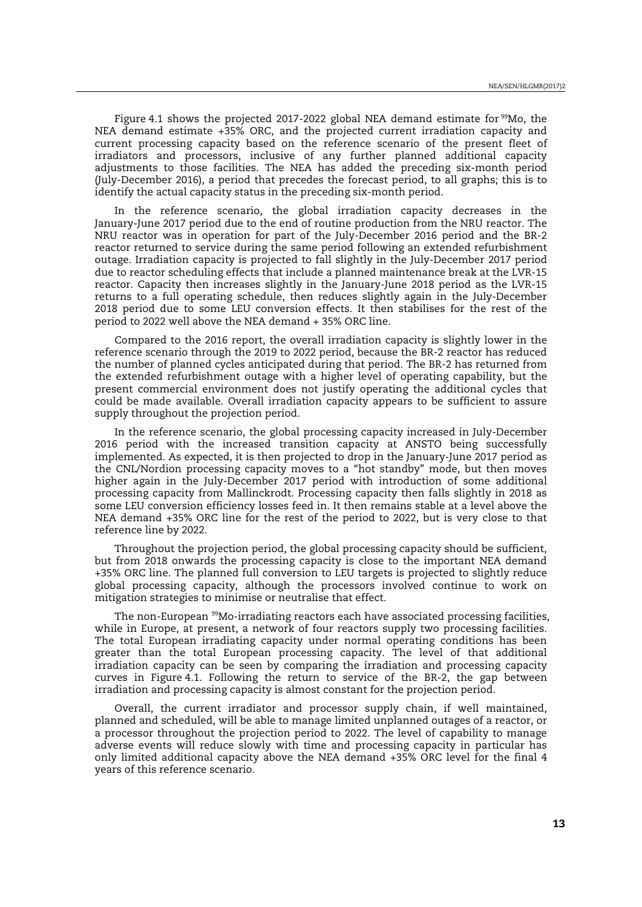Figure 4.1 shows the projected 2017-2022 global NEA demand estimate for $^{99}$Mo, the NEA demand estimate +35% ORC, and the projected current irradiation capacity and current processing capacity based on the reference scenario of the present fleet of irradiators and processors, inclusive of any further planned additional capacity adjustments to those facilities. The NEA has added the preceding six-month period (July-December 2016), a period that precedes the forecast period, to all graphs; this is to identify the actual capacity status in the preceding six-month period.

In the reference scenario, the global irradiation capacity decreases in the January-June 2017 period due to the end of routine production from the NRU reactor. The NRU reactor was in operation for part of the July-December 2016 period and the BR-2 reactor returned to service during the same period following an extended refurbishment outage. Irradiation capacity is projected to fall slightly in the July-December 2017 period due to reactor scheduling effects that include a planned maintenance break at the LVR-15 reactor. Capacity then increases slightly in the January-June 2018 period as the LVR-15 returns to a full operating schedule, then reduces slightly again in the July-December 2018 period due to some LEU conversion effects. It then stabilises for the rest of the period to 2022 well above the NEA demand + 35% ORC line.

Compared to the 2016 report, the overall irradiation capacity is slightly lower in the reference scenario through the 2019 to 2022 period, because the BR-2 reactor has reduced the number of planned cycles anticipated during that period. The BR-2 has returned from the extended refurbishment outage with a higher level of operating capability, but the present commercial environment does not justify operating the additional cycles that could be made available. Overall irradiation capacity appears to be sufficient to assure supply throughout the projection period.

In the reference scenario, the global processing capacity increased in July-December 2016 period with the increased transition capacity at ANSTO being successfully implemented. As expected, it is then projected to drop in the January-June 2017 period as the CNL/Nordion processing capacity moves to a "hot standby" mode, but then moves higher again in the July-December 2017 period with introduction of some additional processing capacity from Mallinckrodt. Processing capacity then falls slightly in 2018 as some LEU conversion efficiency losses feed in. It then remains stable at a level above the NEA demand +35% ORC line for the rest of the period to 2022, but is very close to that reference line by 2022.

Throughout the projection period, the global processing capacity should be sufficient, but from 2018 onwards the processing capacity is close to the important NEA demand +35% ORC line. The planned full conversion to LEU targets is projected to slightly reduce global processing capacity, although the processors involved continue to work on mitigation strategies to minimise or neutralise that effect.

The non-European $^{99}$Mo-irradiating reactors each have associated processing facilities, while in Europe, at present, a network of four reactors supply two processing facilities. The total European irradiating capacity under normal operating conditions has been greater than the total European processing capacity. The level of that additional irradiation capacity can be seen by comparing the irradiation and processing capacity curves in Figure 4.1. Following the return to service of the BR-2, the gap between irradiation and processing capacity is almost constant for the projection period.

Overall, the current irradiator and processor supply chain, if well maintained, planned and scheduled, will be able to manage limited unplanned outages of a reactor, or a processor throughout the projection period to 2022. The level of capability to manage adverse events will reduce slowly with time and processing capacity in particular has only limited additional capacity above the NEA demand +35% ORC level for the final 4 years of this reference scenario.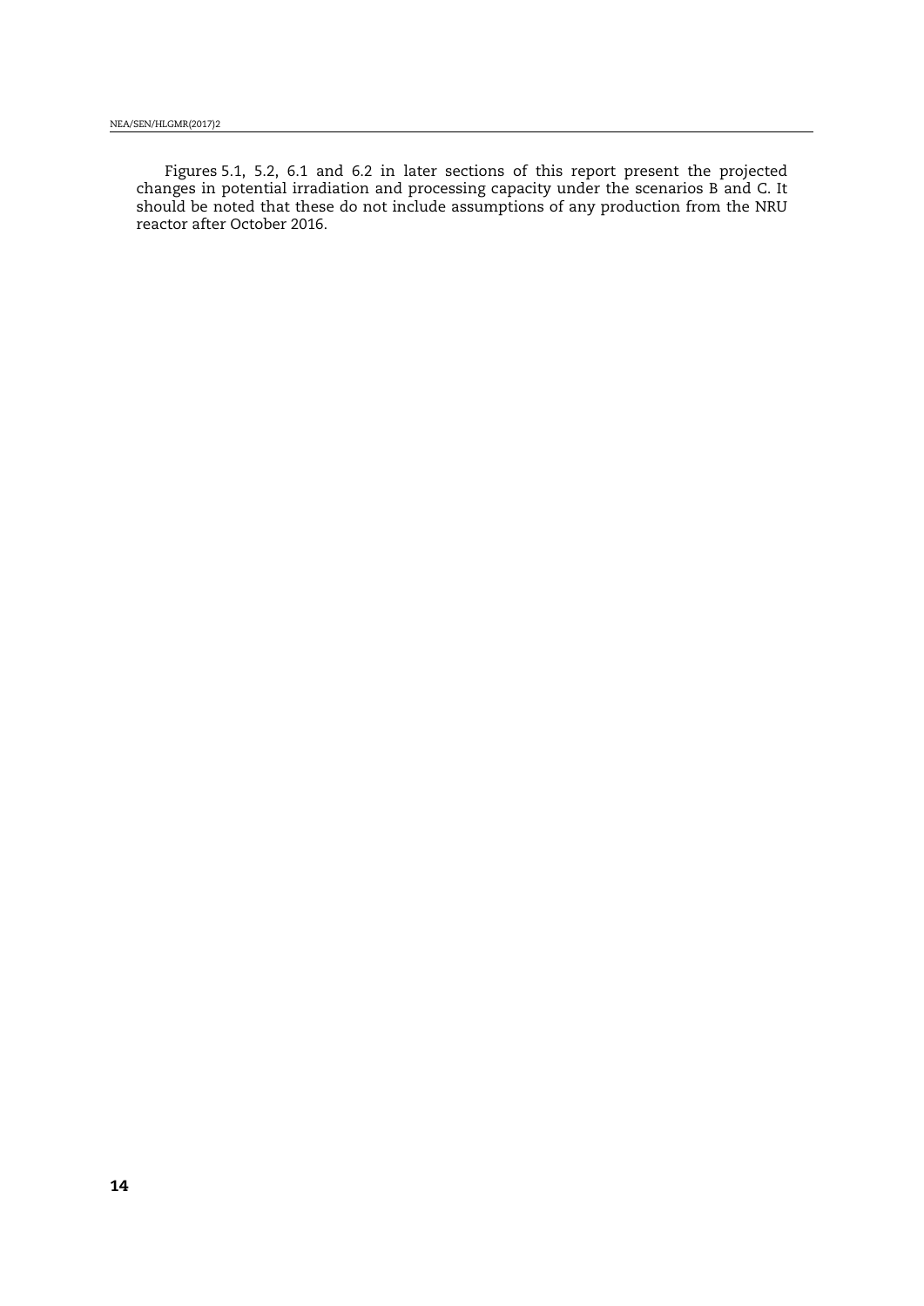Figures 5.1, 5.2, 6.1 and 6.2 in later sections of this report present the projected changes in potential irradiation and processing capacity under the scenarios B and C. It should be noted that these do not include assumptions of any production from the NRU reactor after October 2016.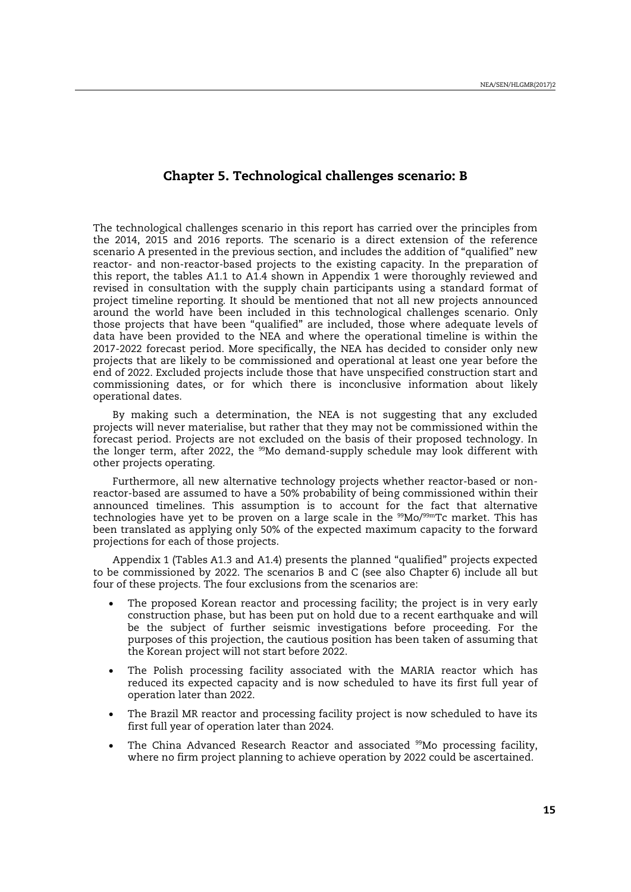# Chapter 5. Technological challenges scenario: B

The technological challenges scenario in this report has carried over the principles from the 2014, 2015 and 2016 reports. The scenario is a direct extension of the reference scenario A presented in the previous section, and includes the addition of "qualified" new reactor- and non-reactor-based projects to the existing capacity. In the preparation of this report, the tables A1.1 to A1.4 shown in Appendix 1 were thoroughly reviewed and revised in consultation with the supply chain participants using a standard format of project timeline reporting. It should be mentioned that not all new projects announced around the world have been included in this technological challenges scenario. Only those projects that have been "qualified" are included, those where adequate levels of data have been provided to the NEA and where the operational timeline is within the 2017-2022 forecast period. More specifically, the NEA has decided to consider only new projects that are likely to be commissioned and operational at least one year before the end of 2022. Excluded projects include those that have unspecified construction start and commissioning dates, or for which there is inconclusive information about likely operational dates.

By making such a determination, the NEA is not suggesting that any excluded projects will never materialise, but rather that they may not be commissioned within the forecast period. Projects are not excluded on the basis of their proposed technology. In the longer term, after 2022, the $^{99}$Mo demand-supply schedule may look different with other projects operating.

Furthermore, all new alternative technology projects whether reactor-based or non-reactor-based are assumed to have a 50% probability of being commissioned within their announced timelines. This assumption is to account for the fact that alternative technologies have yet to be proven on a large scale in the $^{99}$Mo/$^{99m}$Tc market. This has been translated as applying only 50% of the expected maximum capacity to the forward projections for each of those projects.

Appendix 1 (Tables A1.3 and A1.4) presents the planned "qualified" projects expected to be commissioned by 2022. The scenarios B and C (see also Chapter 6) include all but four of these projects. The four exclusions from the scenarios are:

- The proposed Korean reactor and processing facility; the project is in very early construction phase, but has been put on hold due to a recent earthquake and will be the subject of further seismic investigations before proceeding. For the purposes of this projection, the cautious position has been taken of assuming that the Korean project will not start before 2022.
- The Polish processing facility associated with the MARIA reactor which has reduced its expected capacity and is now scheduled to have its first full year of operation later than 2022.
- The Brazil MR reactor and processing facility project is now scheduled to have its first full year of operation later than 2024.
- The China Advanced Research Reactor and associated $^{99}$Mo processing facility, where no firm project planning to achieve operation by 2022 could be ascertained.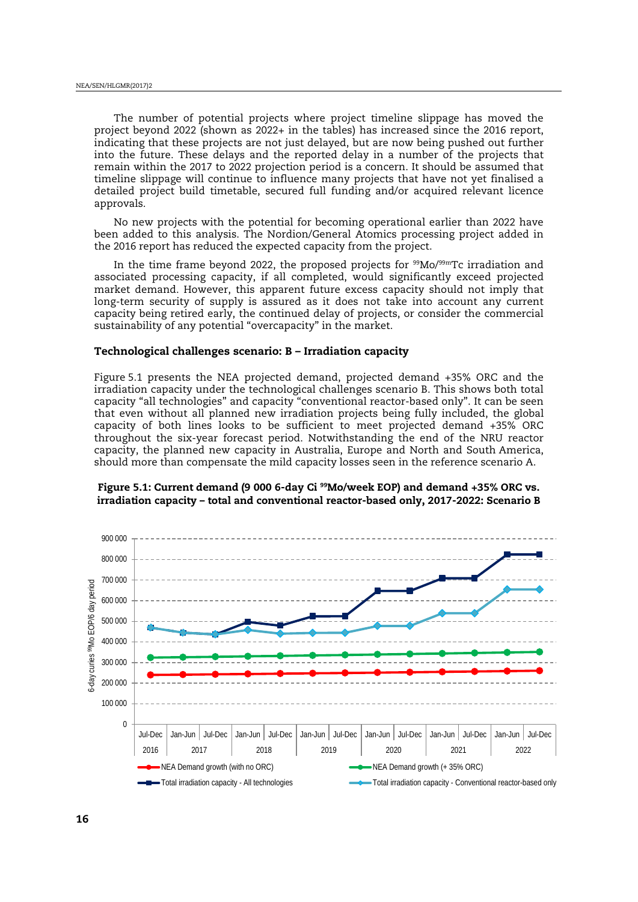The number of potential projects where project timeline slippage has moved the project beyond 2022 (shown as 2022+ in the tables) has increased since the 2016 report, indicating that these projects are not just delayed, but are now being pushed out further into the future. These delays and the reported delay in a number of the projects that remain within the 2017 to 2022 projection period is a concern. It should be assumed that timeline slippage will continue to influence many projects that have not yet finalised a detailed project build timetable, secured full funding and/or acquired relevant licence approvals.

No new projects with the potential for becoming operational earlier than 2022 have been added to this analysis. The Nordion/General Atomics processing project added in the 2016 report has reduced the expected capacity from the project.

In the time frame beyond 2022, the proposed projects for $^{99}$Mo/$^{99m}$Tc irradiation and associated processing capacity, if all completed, would significantly exceed projected market demand. However, this apparent future excess capacity should not imply that long-term security of supply is assured as it does not take into account any current capacity being retired early, the continued delay of projects, or consider the commercial sustainability of any potential "overcapacity" in the market.

### Technological challenges scenario: B – Irradiation capacity

Figure 5.1 presents the NEA projected demand, projected demand +35% ORC and the irradiation capacity under the technological challenges scenario B. This shows both total capacity "all technologies" and capacity "conventional reactor-based only". It can be seen that even without all planned new irradiation projects being fully included, the global capacity of both lines looks to be sufficient to meet projected demand +35% ORC throughout the six-year forecast period. Notwithstanding the end of the NRU reactor capacity, the planned new capacity in Australia, Europe and North and South America, should more than compensate the mild capacity losses seen in the reference scenario A.

**Figure 5.1: Current demand (9 000 6-day Ci $^{99}$Mo/week EOP) and demand +35% ORC vs. irradiation capacity – total and conventional reactor-based only, 2017-2022: Scenario B**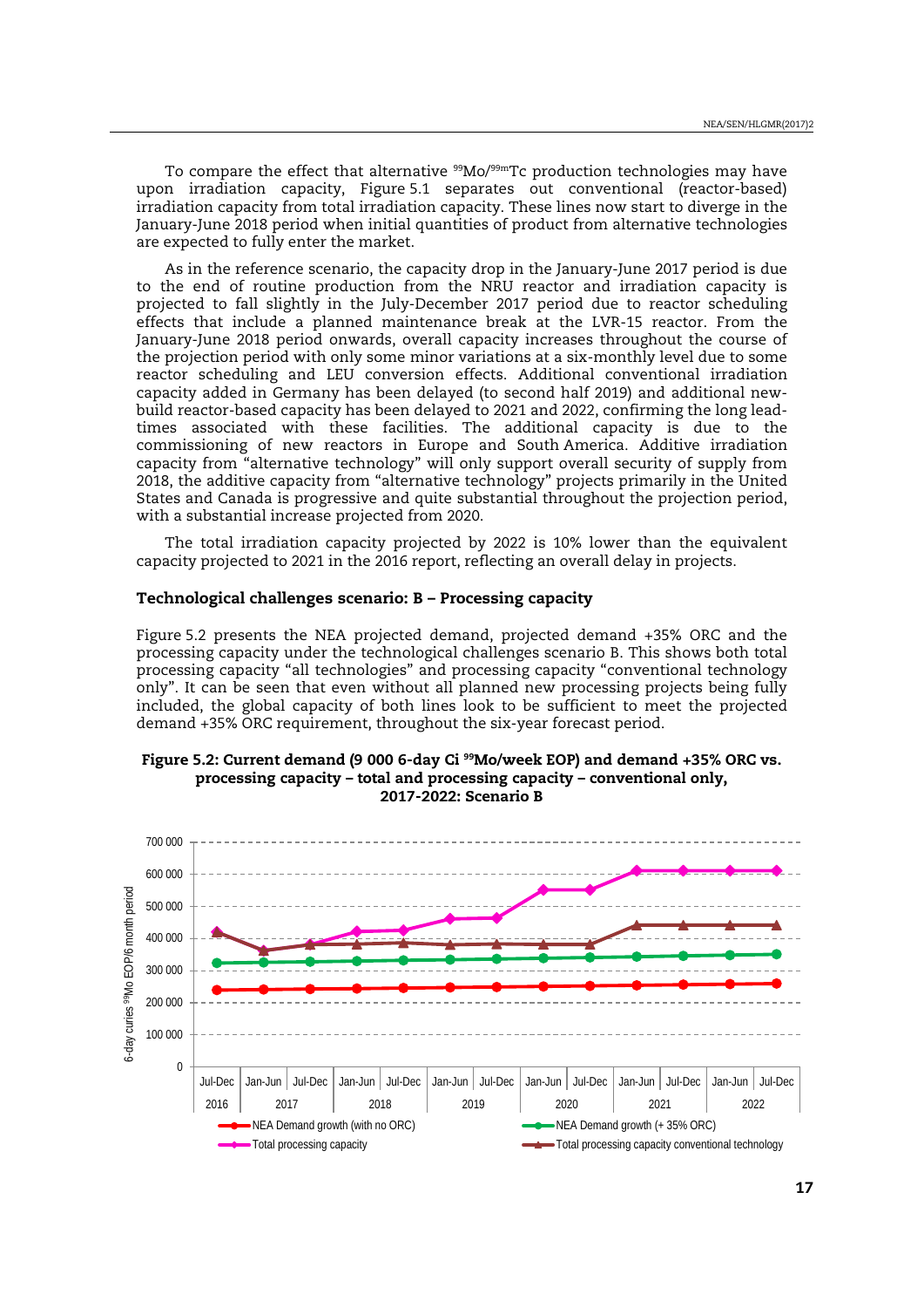To compare the effect that alternative $^{99}$Mo/$^{99m}$Tc production technologies may have upon irradiation capacity, Figure 5.1 separates out conventional (reactor-based) irradiation capacity from total irradiation capacity. These lines now start to diverge in the January-June 2018 period when initial quantities of product from alternative technologies are expected to fully enter the market.

As in the reference scenario, the capacity drop in the January-June 2017 period is due to the end of routine production from the NRU reactor and irradiation capacity is projected to fall slightly in the July-December 2017 period due to reactor scheduling effects that include a planned maintenance break at the LVR-15 reactor. From the January-June 2018 period onwards, overall capacity increases throughout the course of the projection period with only some minor variations at a six-monthly level due to some reactor scheduling and LEU conversion effects. Additional conventional irradiation capacity added in Germany has been delayed (to second half 2019) and additional new-build reactor-based capacity has been delayed to 2021 and 2022, confirming the long lead-times associated with these facilities. The additional capacity is due to the commissioning of new reactors in Europe and South America. Additive irradiation capacity from "alternative technology" will only support overall security of supply from 2018, the additive capacity from "alternative technology" projects primarily in the United States and Canada is progressive and quite substantial throughout the projection period, with a substantial increase projected from 2020.

The total irradiation capacity projected by 2022 is 10% lower than the equivalent capacity projected to 2021 in the 2016 report, reflecting an overall delay in projects.

### Technological challenges scenario: B – Processing capacity

Figure 5.2 presents the NEA projected demand, projected demand +35% ORC and the processing capacity under the technological challenges scenario B. This shows both total processing capacity "all technologies" and processing capacity "conventional technology only". It can be seen that even without all planned new processing projects being fully included, the global capacity of both lines look to be sufficient to meet the projected demand +35% ORC requirement, throughout the six-year forecast period.

**Figure 5.2: Current demand (9 000 6-day Ci $^{99}$Mo/week EOP) and demand +35% ORC vs. processing capacity – total and processing capacity – conventional only, 2017-2022: Scenario B**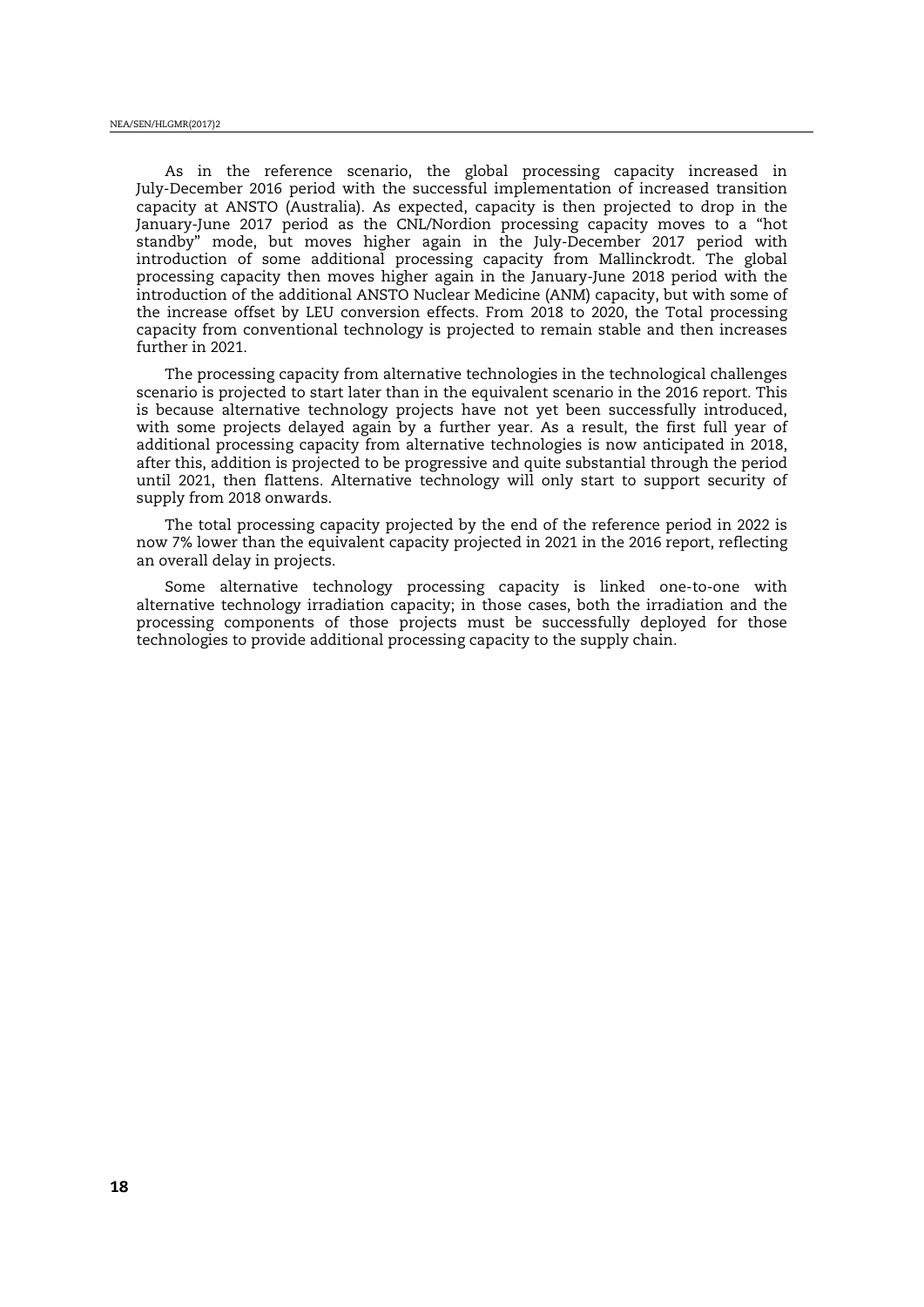As in the reference scenario, the global processing capacity increased in July-December 2016 period with the successful implementation of increased transition capacity at ANSTO (Australia). As expected, capacity is then projected to drop in the January-June 2017 period as the CNL/Nordion processing capacity moves to a "hot standby" mode, but moves higher again in the July-December 2017 period with introduction of some additional processing capacity from Mallinckrodt. The global processing capacity then moves higher again in the January-June 2018 period with the introduction of the additional ANSTO Nuclear Medicine (ANM) capacity, but with some of the increase offset by LEU conversion effects. From 2018 to 2020, the Total processing capacity from conventional technology is projected to remain stable and then increases further in 2021.

The processing capacity from alternative technologies in the technological challenges scenario is projected to start later than in the equivalent scenario in the 2016 report. This is because alternative technology projects have not yet been successfully introduced, with some projects delayed again by a further year. As a result, the first full year of additional processing capacity from alternative technologies is now anticipated in 2018, after this, addition is projected to be progressive and quite substantial through the period until 2021, then flattens. Alternative technology will only start to support security of supply from 2018 onwards.

The total processing capacity projected by the end of the reference period in 2022 is now 7% lower than the equivalent capacity projected in 2021 in the 2016 report, reflecting an overall delay in projects.

Some alternative technology processing capacity is linked one-to-one with alternative technology irradiation capacity; in those cases, both the irradiation and the processing components of those projects must be successfully deployed for those technologies to provide additional processing capacity to the supply chain.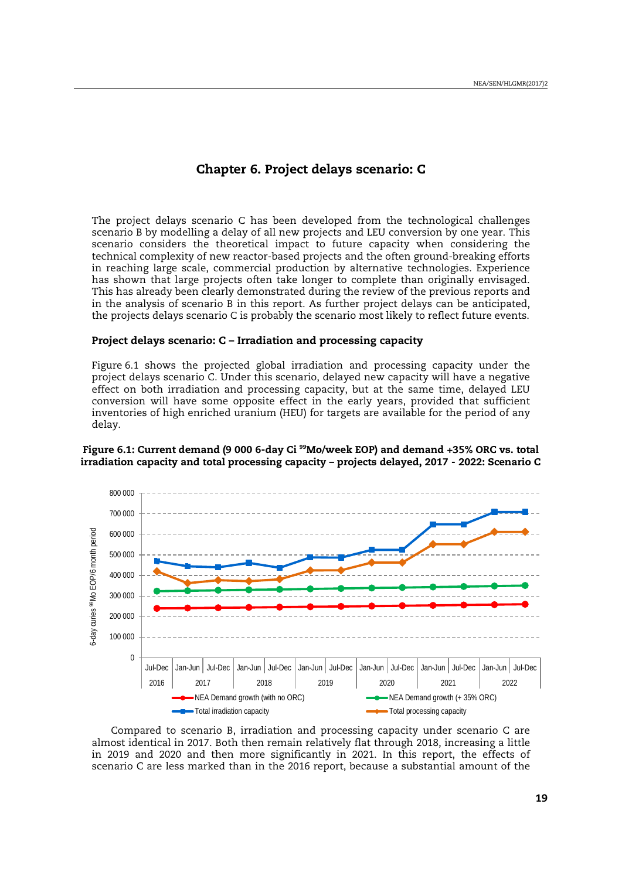# Chapter 6. Project delays scenario: C

The project delays scenario C has been developed from the technological challenges scenario B by modelling a delay of all new projects and LEU conversion by one year. This scenario considers the theoretical impact to future capacity when considering the technical complexity of new reactor-based projects and the often ground-breaking efforts in reaching large scale, commercial production by alternative technologies. Experience has shown that large projects often take longer to complete than originally envisaged. This has already been clearly demonstrated during the review of the previous reports and in the analysis of scenario B in this report. As further project delays can be anticipated, the projects delays scenario C is probably the scenario most likely to reflect future events.

## Project delays scenario: C – Irradiation and processing capacity

Figure 6.1 shows the projected global irradiation and processing capacity under the project delays scenario C. Under this scenario, delayed new capacity will have a negative effect on both irradiation and processing capacity, but at the same time, delayed LEU conversion will have some opposite effect in the early years, provided that sufficient inventories of high enriched uranium (HEU) for targets are available for the period of any delay.

**Figure 6.1: Current demand (9 000 6-day Ci $^{99}$Mo/week EOP) and demand +35% ORC vs. total irradiation capacity and total processing capacity – projects delayed, 2017 - 2022: Scenario C**

Compared to scenario B, irradiation and processing capacity under scenario C are almost identical in 2017. Both then remain relatively flat through 2018, increasing a little in 2019 and 2020 and then more significantly in 2021. In this report, the effects of scenario C are less marked than in the 2016 report, because a substantial amount of the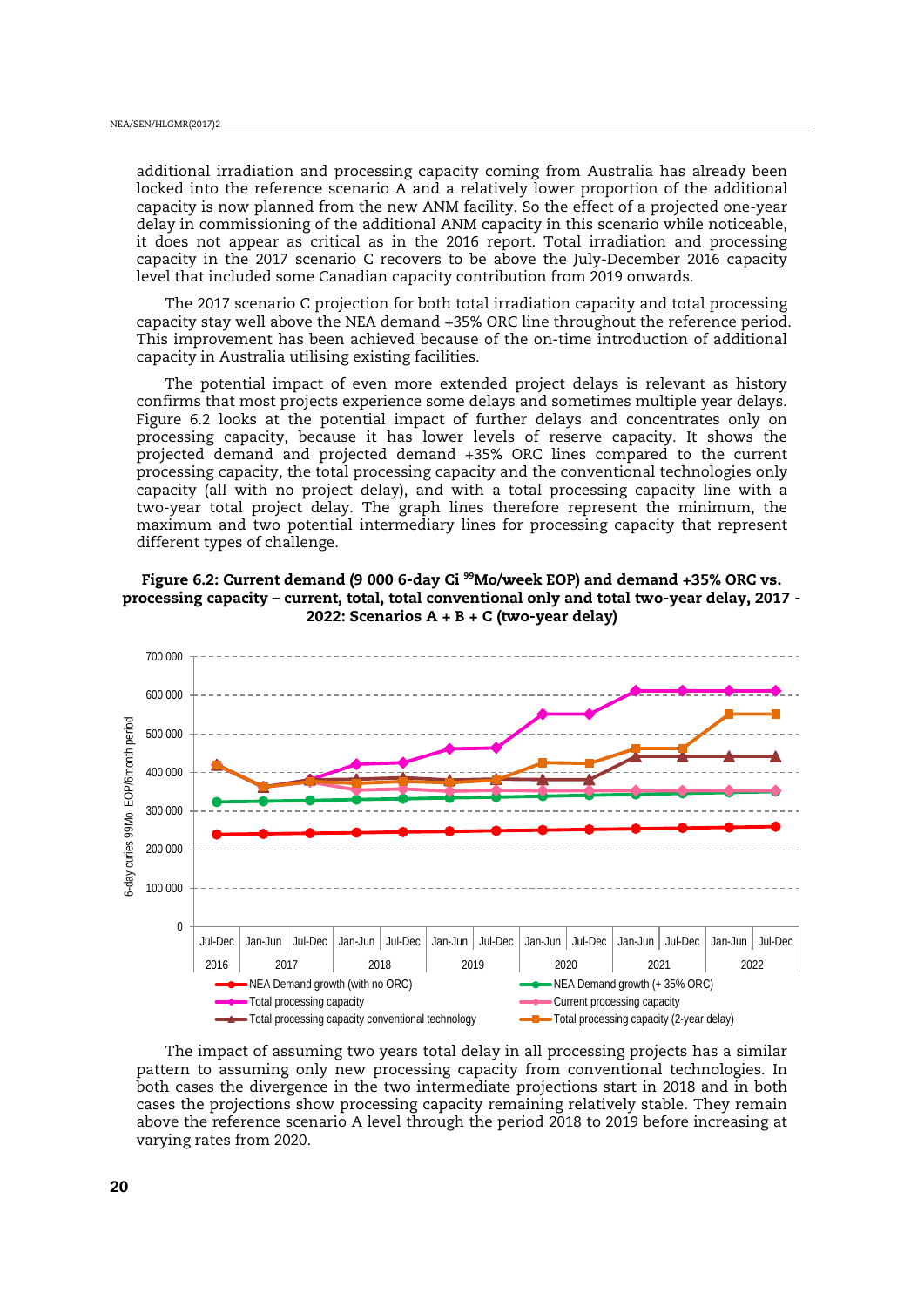additional irradiation and processing capacity coming from Australia has already been locked into the reference scenario A and a relatively lower proportion of the additional capacity is now planned from the new ANM facility. So the effect of a projected one-year delay in commissioning of the additional ANM capacity in this scenario while noticeable, it does not appear as critical as in the 2016 report. Total irradiation and processing capacity in the 2017 scenario C recovers to be above the July-December 2016 capacity level that included some Canadian capacity contribution from 2019 onwards.

The 2017 scenario C projection for both total irradiation capacity and total processing capacity stay well above the NEA demand +35% ORC line throughout the reference period. This improvement has been achieved because of the on-time introduction of additional capacity in Australia utilising existing facilities.

The potential impact of even more extended project delays is relevant as history confirms that most projects experience some delays and sometimes multiple year delays. Figure 6.2 looks at the potential impact of further delays and concentrates only on processing capacity, because it has lower levels of reserve capacity. It shows the projected demand and projected demand +35% ORC lines compared to the current processing capacity, the total processing capacity and the conventional technologies only capacity (all with no project delay), and with a total processing capacity line with a two-year total project delay. The graph lines therefore represent the minimum, the maximum and two potential intermediary lines for processing capacity that represent different types of challenge.

**Figure 6.2: Current demand (9 000 6-day Ci $^{99}$Mo/week EOP) and demand +35% ORC vs. processing capacity – current, total, total conventional only and total two-year delay, 2017 - 2022: Scenarios A + B + C (two-year delay)**

The impact of assuming two years total delay in all processing projects has a similar pattern to assuming only new processing capacity from conventional technologies. In both cases the divergence in the two intermediate projections start in 2018 and in both cases the projections show processing capacity remaining relatively stable. They remain above the reference scenario A level through the period 2018 to 2019 before increasing at varying rates from 2020.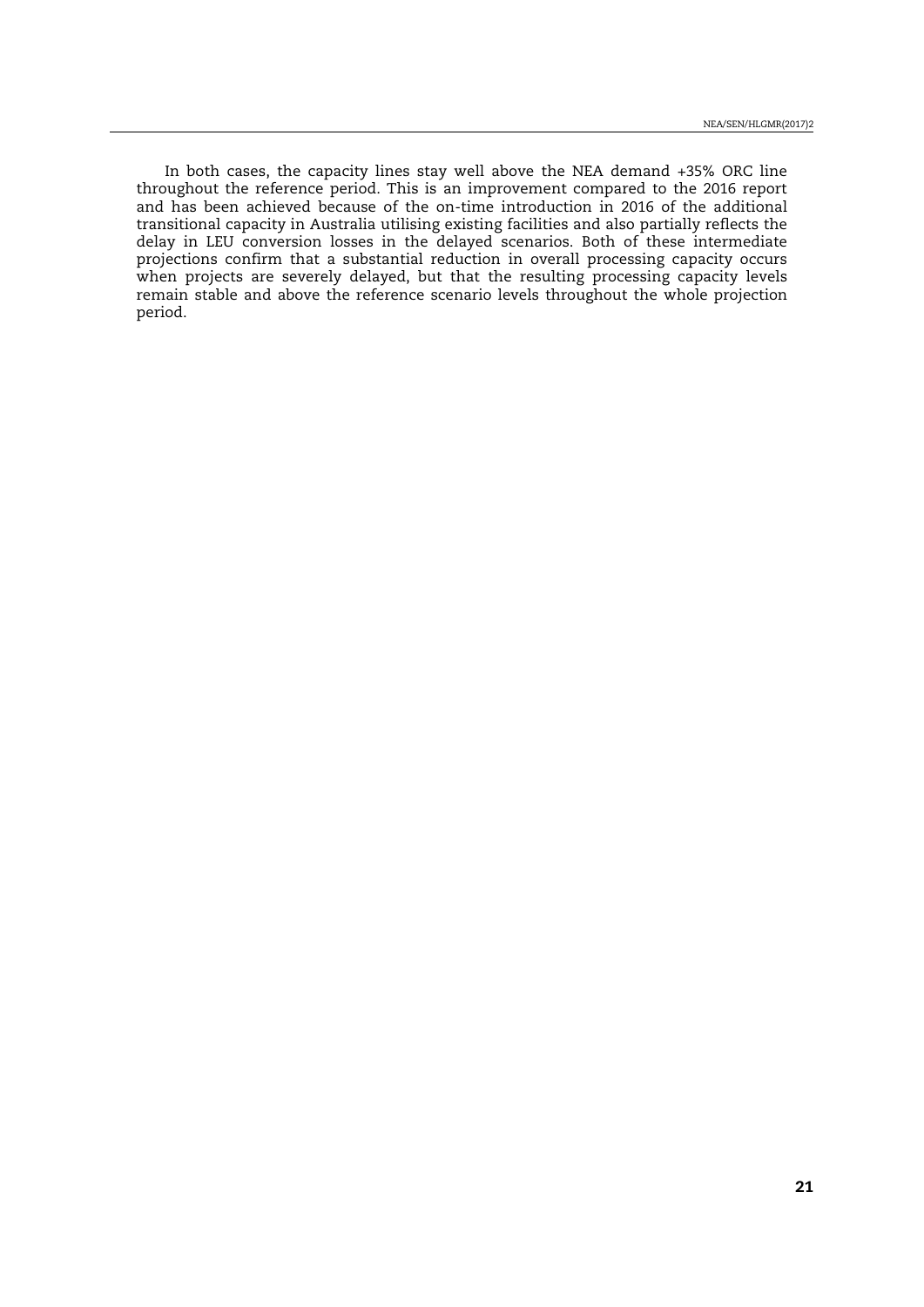In both cases, the capacity lines stay well above the NEA demand +35% ORC line throughout the reference period. This is an improvement compared to the 2016 report and has been achieved because of the on-time introduction in 2016 of the additional transitional capacity in Australia utilising existing facilities and also partially reflects the delay in LEU conversion losses in the delayed scenarios. Both of these intermediate projections confirm that a substantial reduction in overall processing capacity occurs when projects are severely delayed, but that the resulting processing capacity levels remain stable and above the reference scenario levels throughout the whole projection period.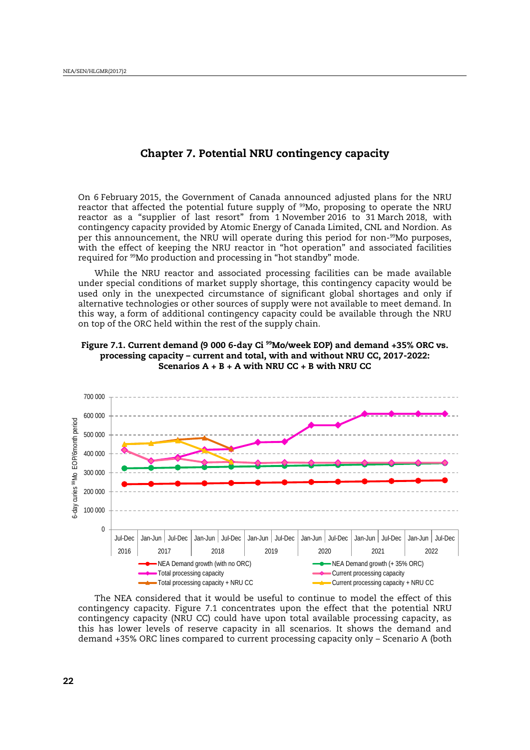# Chapter 7. Potential NRU contingency capacity

On 6 February 2015, the Government of Canada announced adjusted plans for the NRU reactor that affected the potential future supply of $^{99}$Mo, proposing to operate the NRU reactor as a "supplier of last resort" from 1 November 2016 to 31 March 2018, with contingency capacity provided by Atomic Energy of Canada Limited, CNL and Nordion. As per this announcement, the NRU will operate during this period for non-$^{99}$Mo purposes, with the effect of keeping the NRU reactor in "hot operation" and associated facilities required for $^{99}$Mo production and processing in "hot standby" mode.

While the NRU reactor and associated processing facilities can be made available under special conditions of market supply shortage, this contingency capacity would be used only in the unexpected circumstance of significant global shortages and only if alternative technologies or other sources of supply were not available to meet demand. In this way, a form of additional contingency capacity could be available through the NRU on top of the ORC held within the rest of the supply chain.

**Figure 7.1. Current demand (9 000 6-day Ci $^{99}$Mo/week EOP) and demand +35% ORC vs. processing capacity – current and total, with and without NRU CC, 2017-2022: Scenarios A + B + A with NRU CC + B with NRU CC**

The NEA considered that it would be useful to continue to model the effect of this contingency capacity. Figure 7.1 concentrates upon the effect that the potential NRU contingency capacity (NRU CC) could have upon total available processing capacity, as this has lower levels of reserve capacity in all scenarios. It shows the demand and demand +35% ORC lines compared to current processing capacity only – Scenario A (both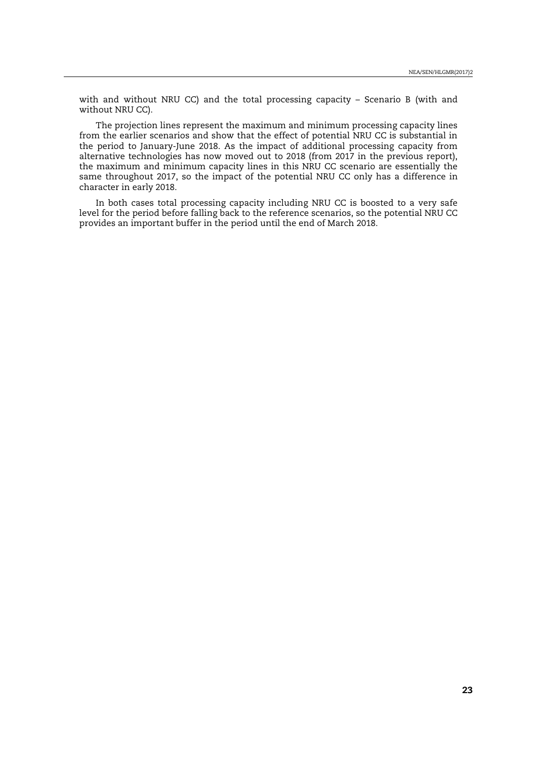with and without NRU CC) and the total processing capacity – Scenario B (with and without NRU CC).

The projection lines represent the maximum and minimum processing capacity lines from the earlier scenarios and show that the effect of potential NRU CC is substantial in the period to January-June 2018. As the impact of additional processing capacity from alternative technologies has now moved out to 2018 (from 2017 in the previous report), the maximum and minimum capacity lines in this NRU CC scenario are essentially the same throughout 2017, so the impact of the potential NRU CC only has a difference in character in early 2018.

In both cases total processing capacity including NRU CC is boosted to a very safe level for the period before falling back to the reference scenarios, so the potential NRU CC provides an important buffer in the period until the end of March 2018.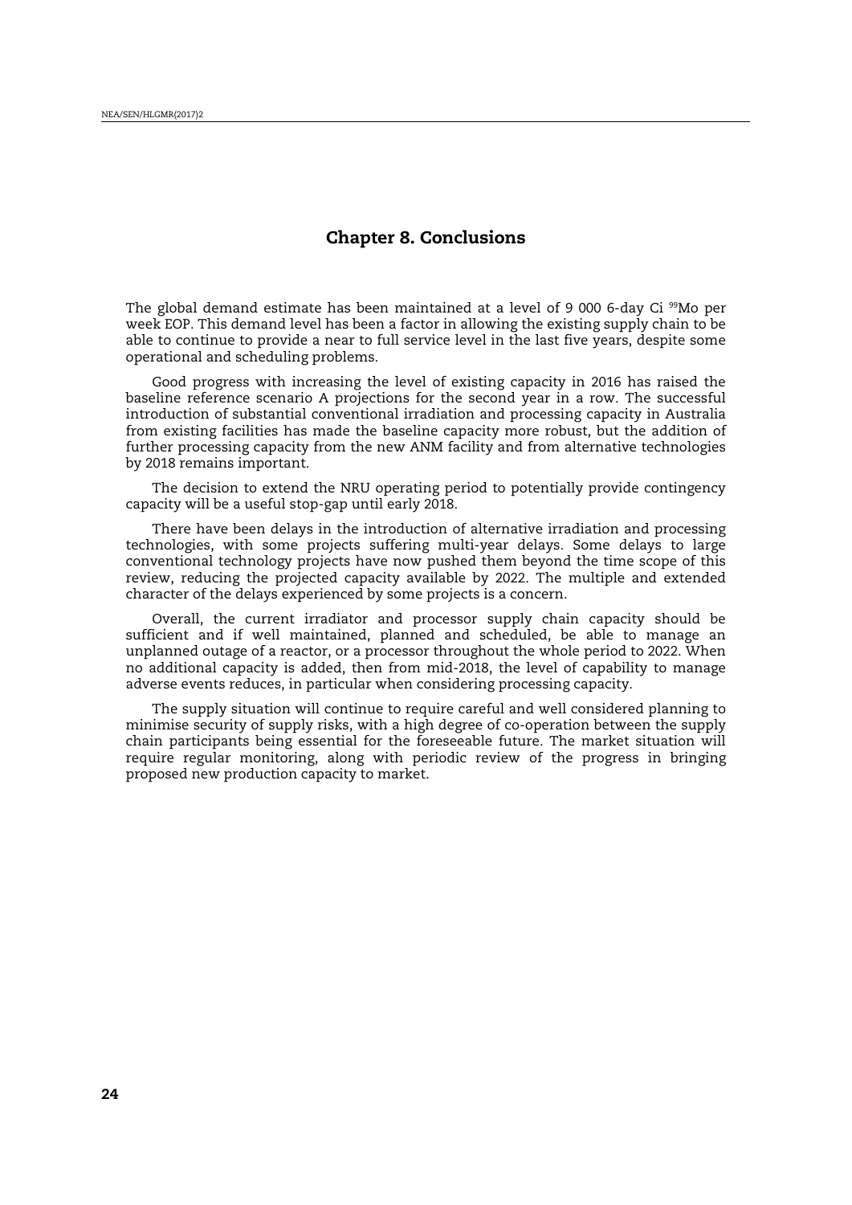# Chapter 8. Conclusions

The global demand estimate has been maintained at a level of 9 000 6-day Ci $^{99}$Mo per week EOP. This demand level has been a factor in allowing the existing supply chain to be able to continue to provide a near to full service level in the last five years, despite some operational and scheduling problems.

Good progress with increasing the level of existing capacity in 2016 has raised the baseline reference scenario A projections for the second year in a row. The successful introduction of substantial conventional irradiation and processing capacity in Australia from existing facilities has made the baseline capacity more robust, but the addition of further processing capacity from the new ANM facility and from alternative technologies by 2018 remains important.

The decision to extend the NRU operating period to potentially provide contingency capacity will be a useful stop-gap until early 2018.

There have been delays in the introduction of alternative irradiation and processing technologies, with some projects suffering multi-year delays. Some delays to large conventional technology projects have now pushed them beyond the time scope of this review, reducing the projected capacity available by 2022. The multiple and extended character of the delays experienced by some projects is a concern.

Overall, the current irradiator and processor supply chain capacity should be sufficient and if well maintained, planned and scheduled, be able to manage an unplanned outage of a reactor, or a processor throughout the whole period to 2022. When no additional capacity is added, then from mid-2018, the level of capability to manage adverse events reduces, in particular when considering processing capacity.

The supply situation will continue to require careful and well considered planning to minimise security of supply risks, with a high degree of co-operation between the supply chain participants being essential for the foreseeable future. The market situation will require regular monitoring, along with periodic review of the progress in bringing proposed new production capacity to market.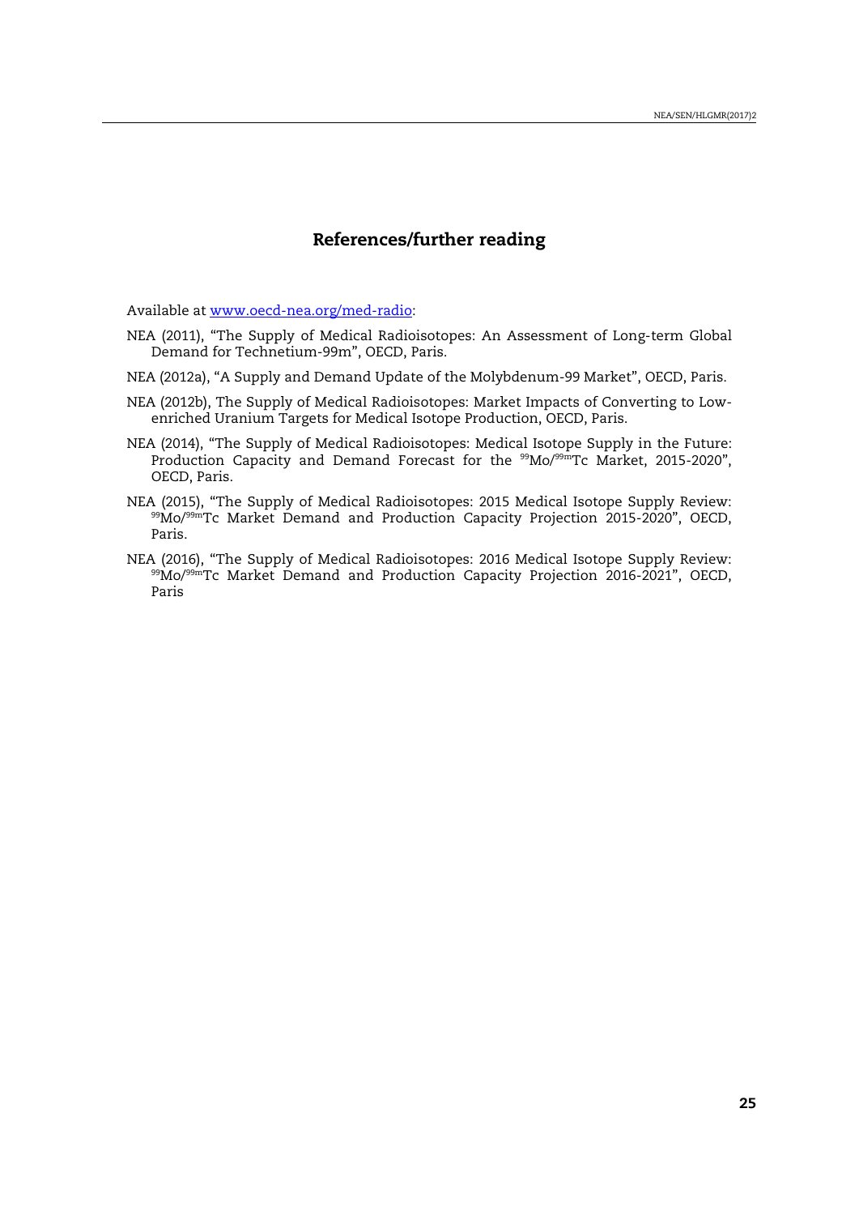## References/further reading

Available at [www.oecd-nea.org/med-radio](www.oecd-nea.org/med-radio):

NEA (2011), "The Supply of Medical Radioisotopes: An Assessment of Long-term Global Demand for Technetium-99m", OECD, Paris.

NEA (2012a), "A Supply and Demand Update of the Molybdenum-99 Market", OECD, Paris.

NEA (2012b), The Supply of Medical Radioisotopes: Market Impacts of Converting to Low-enriched Uranium Targets for Medical Isotope Production, OECD, Paris.

NEA (2014), "The Supply of Medical Radioisotopes: Medical Isotope Supply in the Future: Production Capacity and Demand Forecast for the $^{99}$Mo/$^{99m}$Tc Market, 2015-2020", OECD, Paris.

NEA (2015), "The Supply of Medical Radioisotopes: 2015 Medical Isotope Supply Review: $^{99}$Mo/$^{99m}$Tc Market Demand and Production Capacity Projection 2015-2020", OECD, Paris.

NEA (2016), "The Supply of Medical Radioisotopes: 2016 Medical Isotope Supply Review: $^{99}$Mo/$^{99m}$Tc Market Demand and Production Capacity Projection 2016-2021", OECD, Paris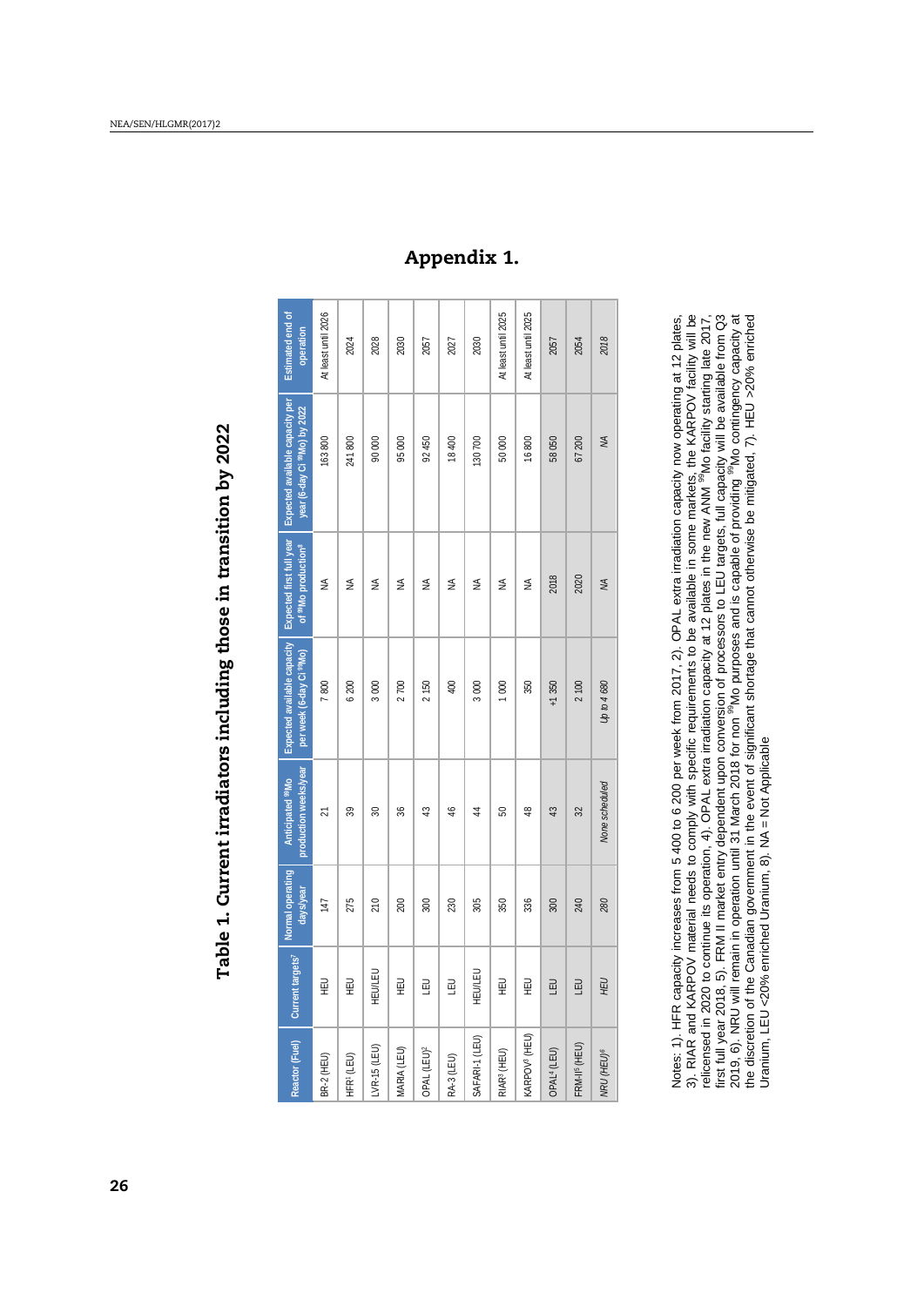# Appendix 1.

## Table 1. Current irradiators including those in transition by 2022

| Reactor (Fuel) | Current targets[7] | Normal operating days/year | Anticipated $^{99}$Mo production weeks/year | Expected available capacity per week (6-day Ci $^{99}$Mo) | Expected first full year of $^{99}$Mo production[8] | Expected available capacity per year (6-day Ci $^{99}$Mo) by 2022 | Estimated end of operation |
|---|---|---|---|---|---|---|---|
| BR-2 (HEU) | HEU | 147 | 21 | 7 800 | NA | 163 800 | At least until 2026 |
| HFR[1] (LEU) | HEU | 275 | 39 | 6 200 | NA | 241 800 | 2024 |
| LVR-15 (LEU) | HEU/LEU | 210 | 30 | 3 000 | NA | 90 000 | 2028 |
| MARIA (LEU) | HEU | 200 | 36 | 2 700 | NA | 95 000 | 2030 |
| OPAL (LEU)[2] | LEU | 300 | 43 | 2 150 | NA | 92 450 | 2057 |
| RA-3 (LEU) | LEU | 230 | 46 | 400 | NA | 18 400 | 2027 |
| SAFARI-1 (LEU) | HEU/LEU | 305 | 44 | 3 000 | NA | 130 700 | 2030 |
| RIAR[3] (HEU) | HEU | 350 | 50 | 1 000 | NA | 50 000 | At least until 2025 |
| KARPOV[3] (HEU) | HEU | 336 | 48 | 350 | NA | 16 800 | At least until 2025 |
| OPAL[4] (LEU) | LEU | 300 | 43 | +1 350 | 2018 | 58 050 | 2057 |
| FRM-II[5] (HEU) | LEU | 240 | 32 | 2 100 | 2020 | 67 200 | 2054 |
| *NRU (HEU)[6]* | *HEU* | *280* | *None scheduled* | *Up to 4 680* | *NA* | *NA* | *2018* |

Notes: 1). HFR capacity increases from 5 400 to 6 200 per week from 2017, 2). OPAL extra irradiation capacity now operating at 12 plates, 3). RIAR and KARPOV material needs to comply with specific requirements to be available in some markets, the KARPOV facility will be relicensed in 2020 to continue its operation, 4). OPAL extra irradiation capacity at 12 plates in the new ANM $^{99}$Mo facility starting late 2017, first full year 2018, 5). FRM II market entry dependent upon conversion of processors to LEU targets, full capacity will be available from Q3 2019, 6). NRU will remain in operation until 31 March 2018 for non $^{99}$Mo purposes and is capable of providing $^{99}$Mo contingency capacity at the discretion of the Canadian government in the event of significant shortage that cannot otherwise be mitigated, 7). HEU >20% enriched Uranium, LEU <20% enriched Uranium, 8). NA = Not Applicable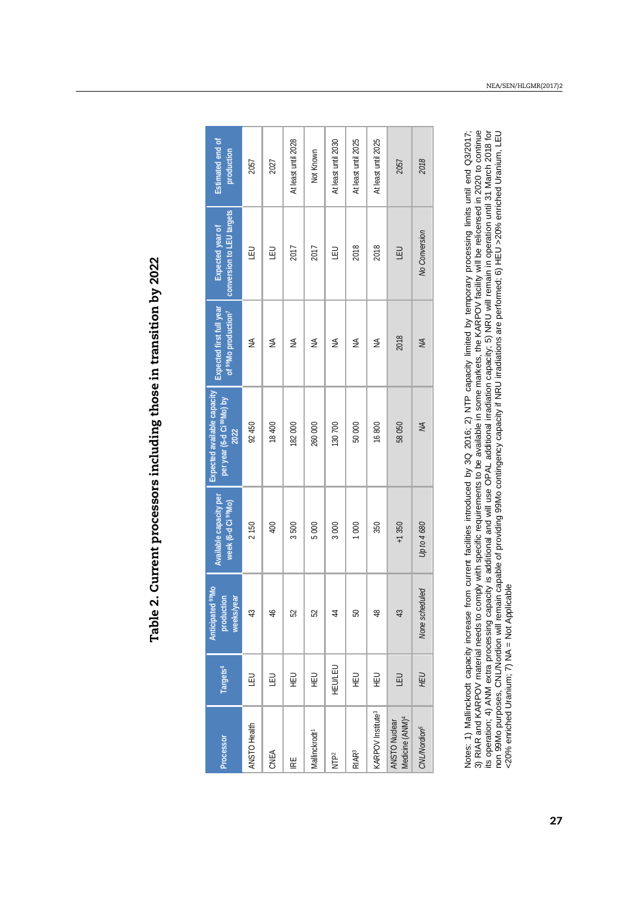# Table 2. Current processors including those in transition by 2022

| Processor | Targets[6] | Anticipated $^{99}$Mo production weeks/year | Available capacity per week (6-d Ci $^{99}$Mo) | Expected available capacity per year (6-d Ci $^{99}$Mo) by 2022 | Expected first full year of $^{99}$Mo production[7] | Expected year of conversion to LEU targets | Estimated end of production |
|---|---|---|---|---|---|---|---|
| ANSTO Health | LEU | 43 | 2 150 | 92 450 | NA | LEU | 2057 |
| CNEA | LEU | 46 | 400 | 18 400 | NA | LEU | 2027 |
| IRE | HEU | 52 | 3 500 | 182 000 | NA | 2017 | At least until 2028 |
| Mallinckrodt[1] | HEU | 52 | 5 000 | 260 000 | NA | 2017 | Not Known |
| NTP[2] | HEU/LEU | 44 | 3 000 | 130 700 | NA | LEU | At least until 2030 |
| RIAR[3] | HEU | 50 | 1 000 | 50 000 | NA | 2018 | At least until 2025 |
| KARPOV Institute[3] | HEU | 48 | 350 | 16 800 | NA | 2018 | At least until 2025 |
| ANSTO Nuclear Medicine (ANM)[4] | LEU | 43 | +1 350 | 58 050 | 2018 | LEU | 2057 |
| *CNL/Nordion*[5] | *HEU* | *None scheduled* | *Up to 4 680* | *NA* | *NA* | *No Conversion* | *2018* |

Notes: 1) Mallinckrodt capacity increase from current facilities introduced by 3Q 2016; 2) NTP capacity limited by temporary processing limits until end Q3/2017; 3) RIAR and KARPOV material needs to comply with specific requirements to be available in some markets, the KARPOV facility will be relicensed in 2020 to continue its operation; 4) ANM extra processing capacity is additional and will use OPAL additional irradiation capacity; 5) NRU will remain in operation until 31 March 2018 for non 99Mo purposes, CNL/Nordion will remain capable of providing 99Mo contingency capacity if NRU irradiations are performed; 6) HEU >20% enriched Uranium, LEU <20% enriched Uranium; 7) NA = Not Applicable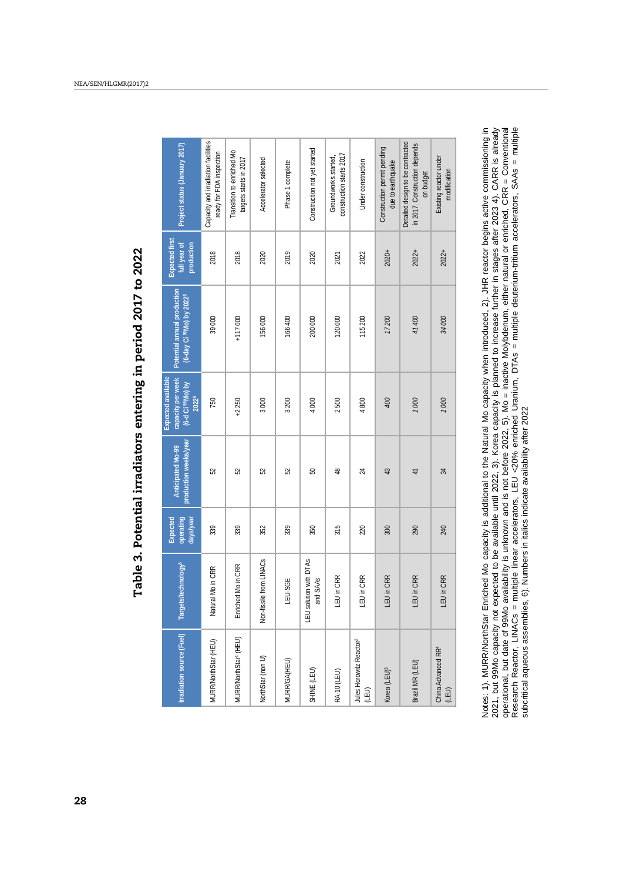# Table 3. Potential irradiators entering in period 2017 to 2022

| Irradiation source (Fuel) | Targets/technology[6] | Expected operating days/year | Anticipated Mo-99 production weeks/year | Expected available capacity per week (6-d Ci $^{99}$Mo) by 2022[6] | Potential annual production (6-day Ci $^{99}$Mo) by 2022[6] | Expected first full year of production | Project status (January 2017) |
|---|---|---|---|---|---|---|---|
| MURR/NorthStar (HEU) | Natural Mo in CRR | 339 | 52 | 750 | 39 000 | 2018 | Capacity and irradiation facilities ready for FDA inspection |
| MURR/NorthStar[1] (HEU) | Enriched Mo in CRR | 339 | 52 | +2 250 | +117 000 | 2018 | Transition to enriched Mo targets starts in 2017 |
| NorthStar (non U) | Non-fissile from LINACs | 352 | 52 | 3 000 | 156 000 | 2020 | Accelerator selected |
| MURR/GA(HEU) | LEU-SGE | 339 | 52 | 3 200 | 166 400 | 2019 | Phase 1 complete |
| SHINE (LEU) | LEU solution with DTAs and SAAs | 350 | 50 | 4 000 | 200 000 | 2020 | Construction not yet started |
| RA-10 (LEU) | LEU in CRR | 315 | 48 | 2 500 | 120 000 | 2021 | Groundworks started, construction starts 2017 |
| Jules Horowitz Reactor[2] (LEU) | LEU in CRR | 220 | 24 | 4 800 | 115 200 | 2022 | Under construction |
| Korea (LEU)[3] | LEU in CRR | 300 | 43 | *400* | *17 200* | 2020+ | Construction permit pending due to earthquake |
| Brazil MR (LEU) | LEU in CRR | 290 | 41 | *1 000* | *41 400* | 2022+ | Detailed design to be contracted in 2017. Construction depends on budget |
| China Advanced RR[4] (LEU) | LEU in CRR | 240 | 34 | *1 000* | *34 000* | 2022+ | Existing reactor under modification |

Notes: 1). MURR/NorthStar Enriched Mo capacity is additional to the Natural Mo capacity when introduced, 2). JHR reactor begins active commissioning in 2021, but 99Mo capacity not expected to be available until 2022, 3). Korea capacity is planned to increase further in stages after 2023 4). CARR is already operational, but date of 99Mo availability is unknown and is not before 2022, 5). Mo = inactive Molybdenum, either natural or enriched, CRR = Conventional Research Reactor, LINACs = multiple linear accelerators, LEU <20% enriched Uranium, DTAs = multiple deuterium-tritium accelerators, SAAs = multiple subcritical aqueous assemblies, 6). Numbers in italics indicate availability after 2022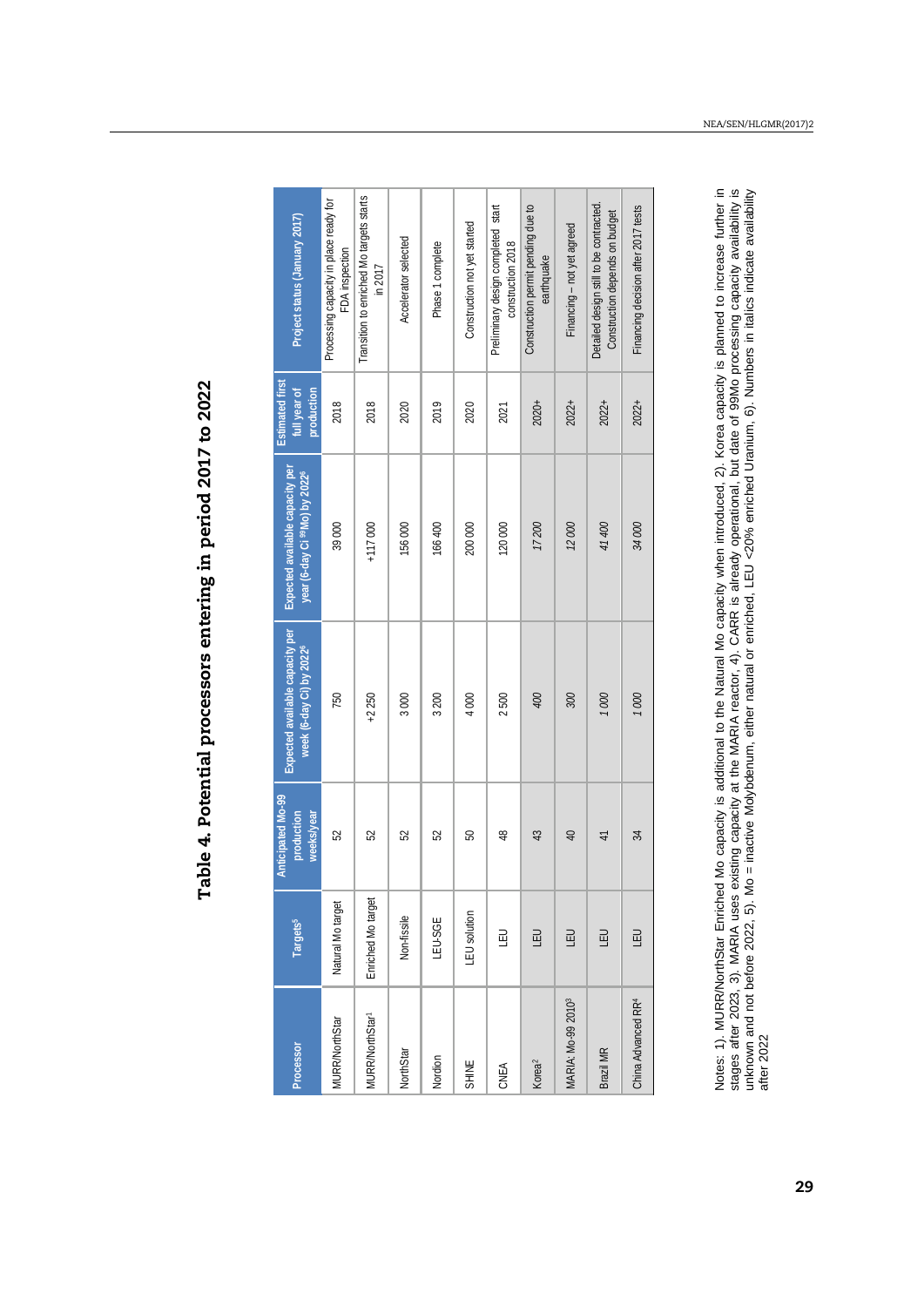# Table 4. Potential processors entering in period 2017 to 2022

| Processor | Targets[5] | Anticipated Mo-99 production weeks/year | Expected available capacity per week (6-day Ci) by 2022[6] | Expected available capacity per year (6-day Ci $^{99}$Mo) by 2022[6] | Estimated first full year of production | Project status (January 2017) |
|---|---|---|---|---|---|---|
| MURR/NorthStar | Natural Mo target | 52 | 750 | 39 000 | 2018 | Processing capacity in place ready for FDA inspection |
| MURR/NorthStar[1] | Enriched Mo target | 52 | +2 250 | +117 000 | 2018 | Transition to enriched Mo targets starts in 2017 |
| NorthStar | Non-fissile | 52 | 3 000 | 156 000 | 2020 | Accelerator selected |
| Nordion | LEU-SGE | 52 | 3 200 | 166 400 | 2019 | Phase 1 complete |
| SHINE | LEU solution | 50 | 4 000 | 200 000 | 2020 | Construction not yet started |
| CNEA | LEU | 48 | 2 500 | 120 000 | 2021 | Preliminary design completed start construction 2018 |
| Korea[2] | LEU | 43 | *400* | *17 200* | 2020+ | Construction permit pending due to earthquake |
| MARIA: Mo-99 2010[3] | LEU | 40 | *300* | *12 000* | 2022+ | Financing – not yet agreed |
| Brazil MR | LEU | 41 | *1 000* | *41 400* | 2022+ | Detailed design still to be contracted. Construction depends on budget |
| China Advanced RR[4] | LEU | 34 | *1 000* | *34 000* | 2022+ | Financing decision after 2017 tests |

Notes: 1). MURR/NorthStar Enriched Mo capacity is additional to the Natural Mo capacity when introduced, 2). Korea capacity is planned to increase further in stages after 2023, 3). MARIA uses existing capacity at the MARIA reactor, 4). CARR is already operational, but date of 99Mo processing capacity availability is unknown and not before 2022, 5). Mo = inactive Molybdenum, either natural or enriched, LEU <20% enriched Uranium, 6). Numbers in italics indicate availability after 2022